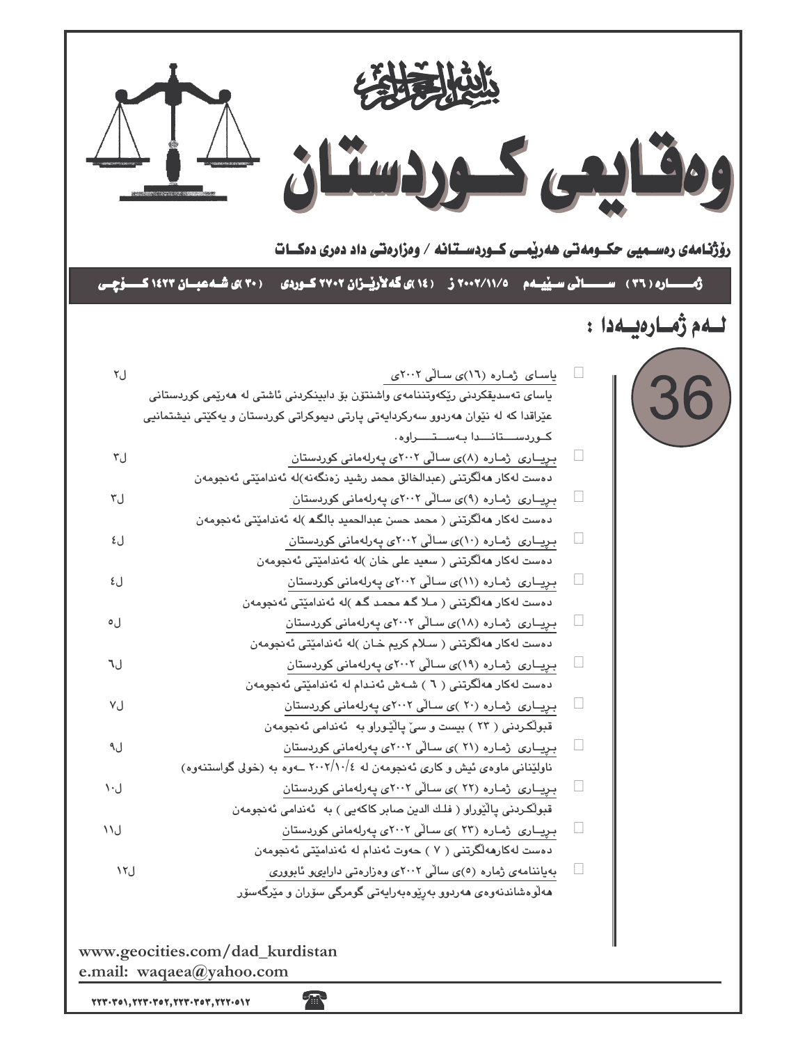بسم الله الرحمن الرحيم

# وەقایعی كوردستان

**رۆژنامەی رەسمیی حكومەتی هەرێمی كوردستانە / وەزارەتی داد دەری دەكات**

**ژمارە (٣٦) سالی سێیەم ٢٠٠٢/١١/٥ ز (١٤)ی گەلاڕێزان ٢٧٠٢ كوردی (٣٠)ی شەعبان ١٤٢٣ كۆچی**

## لەم ژمارەیەدا :

36

- یاسای ژمارە (١٦)ی سالی ٢٠٠٢ی — ل٢
  یاسای تەسدیقكردنی رێكەوتننامەی واشنتۆن بۆ دابینكردنی ئاشتی لە هەرێمی كوردستانی عێراقدا كە لە نێوان هەردوو سەركردایەتی پارتی دیموكراتی كوردستان و یەكێتی نیشتمانیی كوردستاندا بەستراوە.
- بڕیاری ژمارە (٨)ی سالی ٢٠٠٢ی پەرلەمانی كوردستان — ل٣
  دەست لەكار هەلگرتنی (عبدالخالق محمد رشید زەنگەنە)لە ئەندامێتی ئەنجومەن
- بڕیاری ژمارە (٩)ی سالی ٢٠٠٢ی پەرلەمانی كوردستان — ل٣
  دەست لەكار هەلگرتنی ( محمد حسن عبدالحمید بالگە )لە ئەندامێتی ئەنجومەن
- بڕیاری ژمارە (١٠)ی سالی ٢٠٠٢ی پەرلەمانی كوردستان — ل٤
  دەست لەكار هەلگرتنی ( سعید علی خان )لە ئەندامێتی ئەنجومەن
- بڕیاری ژمارە (١١)ی سالی ٢٠٠٢ی پەرلەمانی كوردستان — ل٤
  دەست لەكار هەلگرتنی ( ملا گە محمد گە )لە ئەندامێتی ئەنجومەن
- بڕیاری ژمارە (١٨)ی سالی ٢٠٠٢ی پەرلەمانی كوردستان — ل٥
  دەست لەكار هەلگرتنی ( سلام كریم خان )لە ئەندامێتی ئەنجومەن
- بڕیاری ژمارە (١٩)ی سالی ٢٠٠٢ی پەرلەمانی كوردستان — ل٦
  دەست لەكار هەلگرتنی ( ٦ ) شەش ئەندام لە ئەندامێتی ئەنجومەن
- بڕیاری ژمارە (٢٠ )ی سالی ٢٠٠٢ی پەرلەمانی كوردستان — ل٧
  قبولكردنی ( ٢٣ ) بیست و سێ پالێوراو بە ئەندامی ئەنجومەن
- بڕیاری ژمارە (٢١ )ی سالی ٢٠٠٢ی پەرلەمانی كوردستان — ل٩
  ناولێنانی ماوەی ئیش و كاری ئەنجومەن لە ٢٠٠٢/١٠/٤ ـەوە بە (خولی گواستنەوە)
- بڕیاری ژمارە (٢٢ )ی سالی ٢٠٠٢ی پەرلەمانی كوردستان — ل١٠
  قبولكردنی پالێوراو ( فلك الدین صابر كاكەیی ) بە ئەندامی ئەنجومەن
- بڕیاری ژمارە (٢٣ )ی سالی ٢٠٠٢ی پەرلەمانی كوردستان — ل١١
  دەست لەكارهەلگرتنی ( ٧ ) حەوت ئەندام لە ئەندامێتی ئەنجومەن
- بەیاننامەی ژمارە (٥)ی سالی ٢٠٠٢ی وەزارەتی دارایی و ئابووری — ل١٢
  هەلوەشاندنەوەی هەردوو بەڕێوەبەرایەتی گومرگی سۆران و مێرگەسۆر

www.geocities.com/dad_kurdistan
e.mail: waqaea@yahoo.com

٢٢٣٠٣٥١,٢٢٣٠٣٥٢,٢٢٣٠٣٥٣,٢٢٢٠٥١٢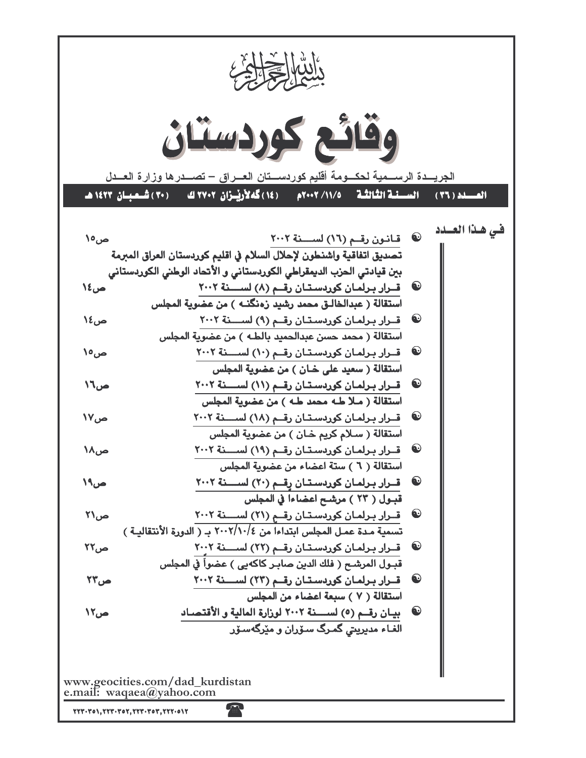بسم الله الرحمن الرحيم

# وقائع كوردستان

الجريدة الرسمية لحكومة أقليم كوردستان العراق – تصدرها وزارة العدل

العدد (٣٦) السنة الثالثة ٢٠٠٢/١١/٥م (١٤) گەلارێزان ٢٧٠٢ ك (٣٠) شعبان ١٤٢٣ هـ

## في هذا العدد

- قانون رقم (١٦) لسنة ٢٠٠٢ — ص١٥
  تصديق اتفاقية واشنطون لإحلال السلام في اقليم كوردستان العراق المبرمة بين قيادتي الحزب الديمقراطي الكوردستاني و الأتحاد الوطني الكوردستاني
- قرار برلمان كوردستان رقم (٨) لسنة ٢٠٠٢ — ص١٤
  استقالة ( عبدالخالق محمد رشيد زەنگنە ) من عضوية المجلس
- قرار برلمان كوردستان رقم (٩) لسنة ٢٠٠٢ — ص١٤
  استقالة ( محمد حسن عبدالحميد بالطە ) من عضوية المجلس
- قرار برلمان كوردستان رقم (١٠) لسنة ٢٠٠٢ — ص١٥
  استقالة ( سعيد على خان ) من عضوية المجلس
- قرار برلمان كوردستان رقم (١١) لسنة ٢٠٠٢ — ص١٦
  استقالة ( ملا طه محمد طه ) من عضوية المجلس
- قرار برلمان كوردستان رقم (١٨) لسنة ٢٠٠٢ — ص١٧
  استقالة ( سلام كريم خان ) من عضوية المجلس
- قرار برلمان كوردستان رقم (١٩) لسنة ٢٠٠٢ — ص١٨
  استقالة ( ٦ ) ستة اعضاء من عضوية المجلس
- قرار برلمان كوردستان رقم (٢٠) لسنة ٢٠٠٢ — ص١٩
  قبول ( ٢٣ ) مرشح اعضاءا في المجلس
- قرار برلمان كوردستان رقم (٢١) لسنة ٢٠٠٢ — ص٢١
  تسمية مدة عمل المجلس ابتداءا من ٢٠٠٢/١٠/٤ بـ ( الدورة الأنتقالية )
- قرار برلمان كوردستان رقم (٢٢) لسنة ٢٠٠٢ — ص٢٢
  قبول المرشح ( فلك الدين صابر كاكەيى ) عضواً في المجلس
- قرار برلمان كوردستان رقم (٢٣) لسنة ٢٠٠٢ — ص٢٣
  استقالة ( ٧ ) سبعة اعضاء من المجلس
- بيان رقم (٥) لسنة ٢٠٠٢ لوزارة المالية و الأقتصاد — ص١٢
  الغاء مديريتي گمرگ سۆران و مێرگەسۆر

www.geocities.com/dad_kurdistan
e.mail: waqaea@yahoo.com

☎ ٢٢٣٠٣٥١,٢٢٣٠٣٥٢,٢٢٣٠٣٥٣,٢٢٢٠٥١٢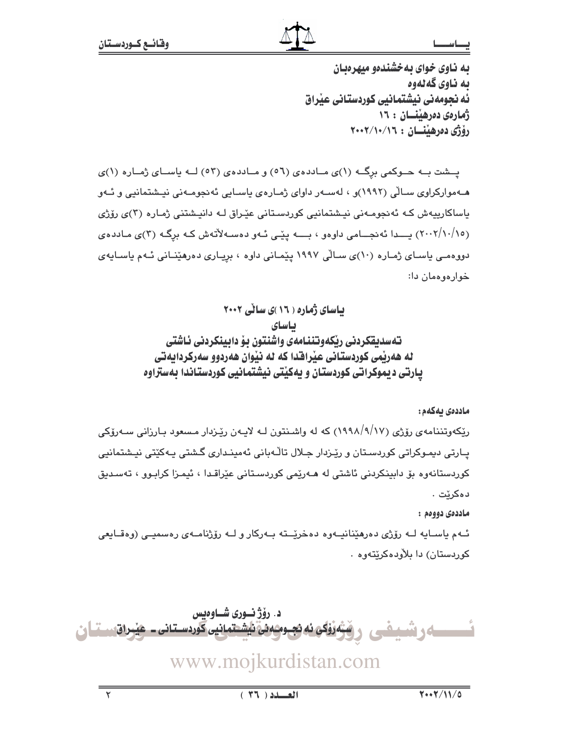به ناوی خوای به‌خشنده‌و میهره‌بان
به ناوی گه‌له‌وه
ئه‌نجومه‌نی نیشتمانیی کوردستانی عێراق
ژماره‌ی ده‌رهێنـــان : ١٦
رۆژی ده‌رهێنـــان : ٢٠٠٢/١٠/١٦

پـشت بـه حـوكمی برگـه (١)ی مـادده‌ی (٥٦) و مـادده‌ی (٥٣) لـه یاسـای ژمـاره (١)ی هـه‌موارکراوی سـاڵی (١٩٩٢)و ، له‌سـه‌ر داوای ژمـاره‌ی یاسـایی ئه‌نجومـه‌نی نیـشتمانیی و ئـه‌و یاساکارییه‌ش كـه ئه‌نجومـه‌نی نیـشتمانیی كوردسـتانی عێـراق لـه دانیـشتنی ژمـاره (٣)ی رۆژی (٢٠٠٢/١٠/١٥) یـــدا ئه‌نجـــامی داوه‌و ، بـــه پێـی ئـه‌و ده‌سـه‌ڵاته‌ش كـه برگـه (٣)ی مـادده‌ی دووه‌مـی یاسـای ژمـاره (١٠)ی سـاڵی ١٩٩٧ پێمـانی داوه ، بریـاری ده‌رهێنـانی ئـه‌م یاسـایه‌ی خواره‌وه‌مان دا:

## یاسای ژماره ( ١٦ )ی ساڵی ٢٠٠٢
## یاسای
## ته‌سدیقکردنی رێکه‌وتننامه‌ی واشنتون بۆ دابینکردنی ئاشتی له هه‌رێمی کوردستانی عێراقدا که له نێوان هه‌ردوو سه‌رکردایه‌تی پارتی دیموکراتی کوردستان و یه‌کێتی نیشتمانیی کوردستاندا به‌ستراوه

**مادده‌ی یه‌که‌م:**

رێكه‌وتننامه‌ی رۆژی (١٩٩٨/٩/١٧) كه له واشـنتون لـه لایـه‌ن رێـزدار مـسعود بـارزانی سـه‌رۆكی پـارتی دیمـوكراتی كوردسـتان و رێـزدار جـلال تاڵـه‌بانی ئه‌مینـداری گـشتی یـه‌كێتی نیـشتمانیی كوردستانه‌وه بۆ دابینكردنی ئاشتی له هـه‌رێمی كوردسـتانی عێراقـدا ، ئیمـزا كرابـوو ، ته‌سـدیق ده‌كرێت .

**مادده‌ی دووه‌م :**

ئـه‌م یاسـایه لـه رۆژی ده‌رهێنانیـه‌وه ده‌خرێـته بـه‌ركار و لـه رۆژنامـه‌ی ره‌سمیـی (وه‌قـایعی كوردستان) دا بلاوده‌كرێته‌وه .

د. رۆژ نـوری شـاوه‌یس
سه‌رۆکی ئه‌نجومه‌نی نیشتمانیی کوردستانی ـ عێراق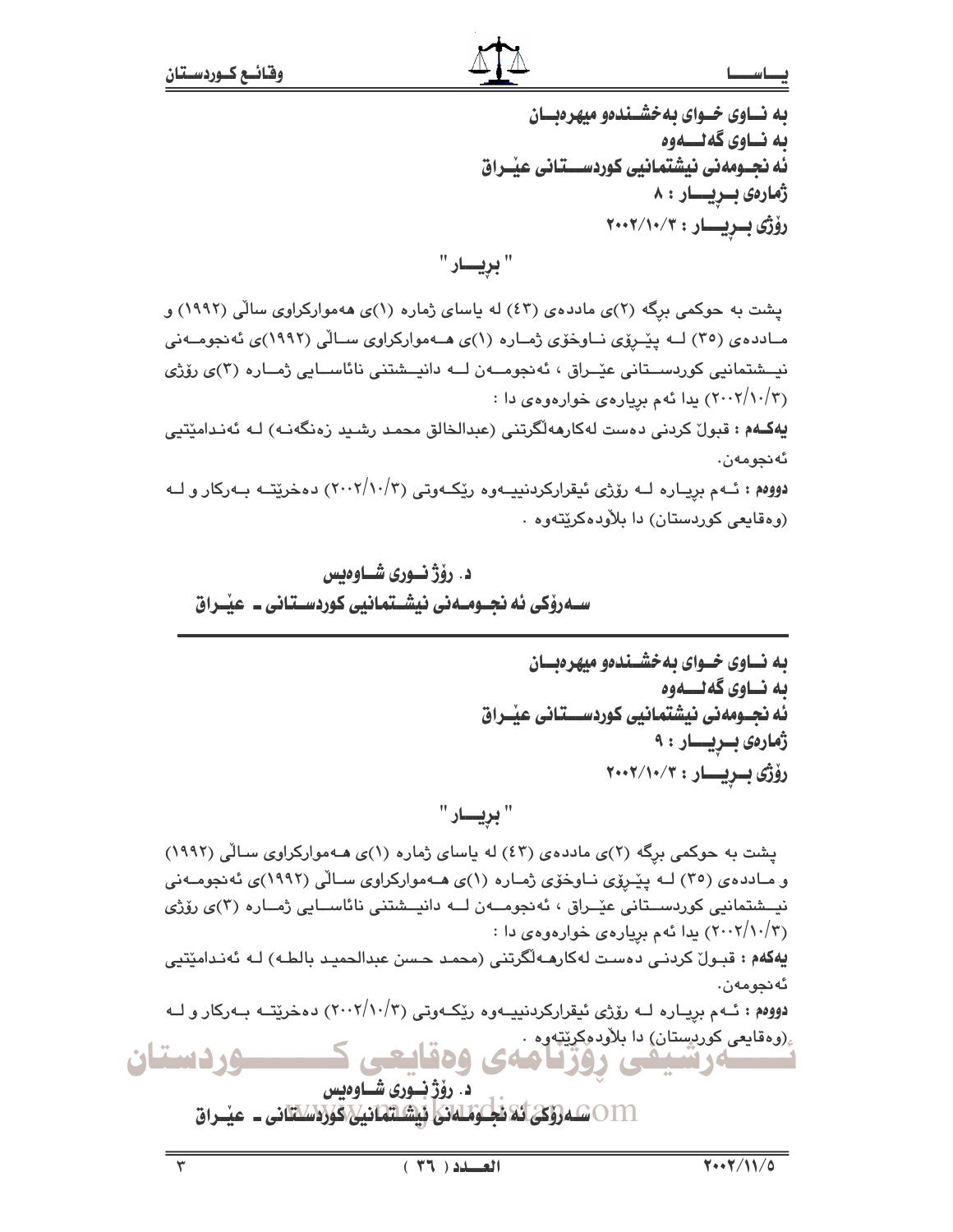بە نــاوی خــوای بەخشــندەو میهرەبــان
بە نــاوی گەلـــەوە
ئە نجــومەنی نیشتمانیی کوردســـتانی عێــراق
ژمارەی بــڕیـــار : ٨
ڕۆژی بــڕیـــار : ٢٠٠٢/١٠/٣

## " بڕیـــار "

پشت بە حوکمی بڕگە (٢)ی ماددەی (٤٣) لە یاسای ژمارە (١)ی هەموارکراوی ساڵی (١٩٩٢) و ماددەی (٣٥) لــە پێــڕۆی نــاوخۆی ژمــارە (١)ی هــەموارکراوی ســاڵی (١٩٩٢)ی ئەنجومــەنی نیــشتمانیی کوردســـتانی عێــراق ، ئەنجومــەن لــە دانیــشتنی نائاســایی ژمــارە (٣)ی ڕۆژی (٢٠٠٢/١٠/٣) یدا ئەم بڕیارەی خوارەوەی دا :

**یەکـەم :** قبـوڵ کردنی دەست لەکارهەڵگرتنی (عبدالخالق محمد رشيد زەنگەنە) لـە ئەنـدامێتیی ئەنجومەن.

**دووەم :** ئـەم بڕیـارە لـە ڕۆژی ئیقرارکردنییـەوە ڕێکـەوتی (٢٠٠٢/١٠/٣) دەخرێتــە بــەرکار و لــە (وەقایعی کوردستان) دا بڵاودەکرێتەوە .

**د. ڕۆژ نــوری شــاوەیس**
**ســەرۆکی ئە نجــومــەنی نیشــتمانیی کوردســتانی ـ عێــراق**

---

بە نــاوی خــوای بەخشــندەو میهرەبــان
بە نــاوی گەلـــەوە
ئە نجــومەنی نیشتمانیی کوردســـتانی عێــراق
ژمارەی بــڕیـــار : ٩
ڕۆژی بــڕیـــار : ٢٠٠٢/١٠/٣

## " بڕیـــار "

پشت بە حوکمی بڕگە (٢)ی ماددەی (٤٣) لە یاسای ژمارە (١)ی هــەموارکراوی ســاڵی (١٩٩٢) و مـاددەی (٣٥) لــە پێــڕۆی نــاوخۆی ژمــارە (١)ی هــەموارکراوی ســاڵی (١٩٩٢)ی ئەنجومــەنی نیــشتمانیی کوردســـتانی عێــراق ، ئەنجومــەن لــە دانیــشتنی نائاســایی ژمــارە (٣)ی ڕۆژی (٢٠٠٢/١٠/٣) یدا ئەم بڕیارەی خوارەوەی دا :

**یەکەم :** قبـوڵ کردنـی دەسـت لەکارهـەڵگرتنی (محمد حسن عبدالحميد بالطه) لـە ئەنـدامێتیی ئەنجومەن.

**دووەم :** ئـەم بڕیـارە لـە ڕۆژی ئیقرارکردنییـەوە ڕێکـەوتی (٢٠٠٢/١٠/٣) دەخرێتــە بــەرکار و لــە (وەقایعی کوردستان) دا بڵاودەکرێتەوە .

**د. ڕۆژ نــوری شــاوەیس**
**ســەرۆکی ئە نجــومــەنی نیشــتمانیی کوردســتانی ـ عێــراق**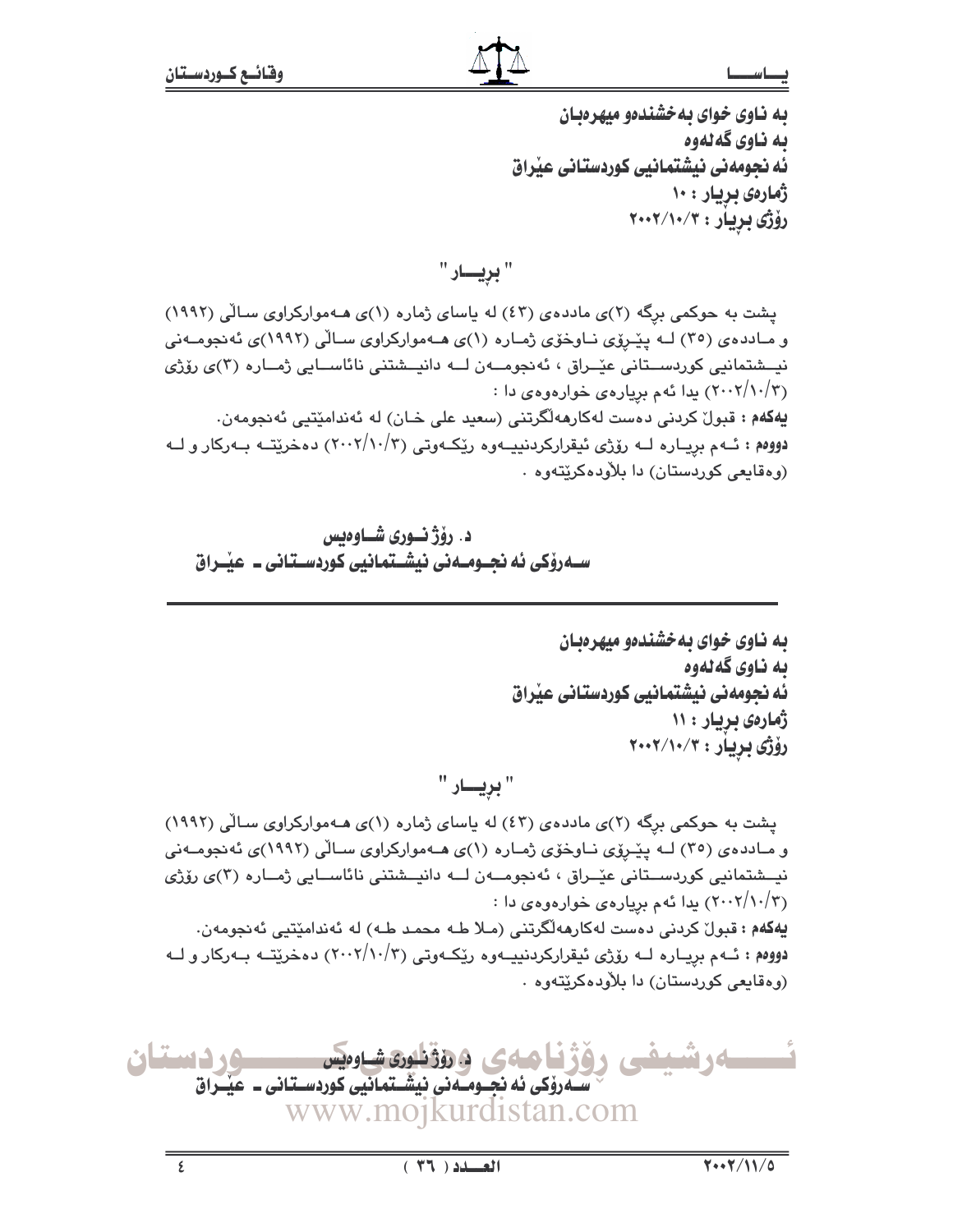بە ناوی خوای بەخشندەو میهرەبان
بە ناوی گەلەوە
ئەنجومەنی نیشتمانیی کوردستانی عێراق
ژمارەی بڕیار : ١٠
ڕۆژی بڕیار : ٢٠٠٢/١٠/٣

## " بڕیـــار "

پشت بە حوکمی بڕگە (٢)ی ماددەی (٤٣) لە یاسای ژمارە (١)ی هەموارکراوی ساڵی (١٩٩٢) و ماددەی (٣٥) لە پێڕۆی ناوخۆی ژمارە (١)ی هەموارکراوی ساڵی (١٩٩٢)ی ئەنجومەنی نیشتمانیی کوردستانی عێراق ، ئەنجومەن لە دانیشتنی نائاسایی ژمارە (٣)ی ڕۆژی (٢٠٠٢/١٠/٣) یدا ئەم بڕیارەی خوارەوەی دا :

**یەکەم :** قبوڵ کردنی دەست لەکارهەڵگرتنی (سعید علی خان) لە ئەندامێتیی ئەنجومەن.

**دووەم :** ئەم بڕیارە لە ڕۆژی ئیقرارکردنییەوە ڕێکەوتی (٢٠٠٢/١٠/٣) دەخرێتە بەرکار و لە (وەقایعی کوردستان) دا بلاْودەکرێتەوە .

**د. ڕۆژ نوری شاوەیس**
**سەرۆکی ئەنجومەنی نیشتمانیی کوردستانی ـ عێراق**

---

بە ناوی خوای بەخشندەو میهرەبان
بە ناوی گەلەوە
ئەنجومەنی نیشتمانیی کوردستانی عێراق
ژمارەی بڕیار : ١١
ڕۆژی بڕیار : ٢٠٠٢/١٠/٣

## " بڕیـــار "

پشت بە حوکمی بڕگە (٢)ی ماددەی (٤٣) لە یاسای ژمارە (١)ی هەموارکراوی ساڵی (١٩٩٢) و ماددەی (٣٥) لە پێڕۆی ناوخۆی ژمارە (١)ی هەموارکراوی ساڵی (١٩٩٢)ی ئەنجومەنی نیشتمانیی کوردستانی عێراق ، ئەنجومەن لە دانیشتنی نائاسایی ژمارە (٣)ی ڕۆژی (٢٠٠٢/١٠/٣) یدا ئەم بڕیارەی خوارەوەی دا :

**یەکەم :** قبوڵ کردنی دەست لەکارهەڵگرتنی (مـلا طـه محمد طـه) لە ئەندامێتیی ئەنجومەن.

**دووەم :** ئەم بڕیارە لە ڕۆژی ئیقرارکردنییەوە ڕێکەوتی (٢٠٠٢/١٠/٣) دەخرێتە بەرکار و لە (وەقایعی کوردستان) دا بلاْودەکرێتەوە .

**د. ڕۆژ نوری شاوەیس**
**سەرۆکی ئەنجومەنی نیشتمانیی کوردستانی ـ عێراق**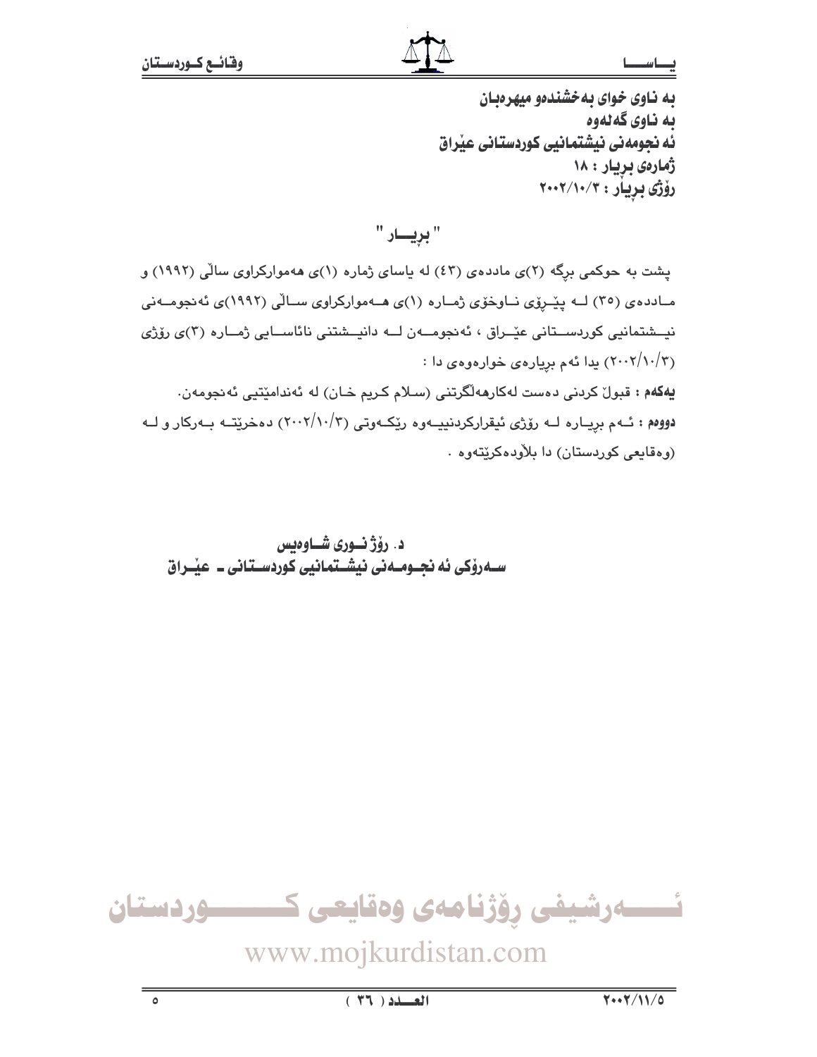به ناوی خوای به‌خشنده‌و میهره‌بان
به ناوی گه‌له‌وه
ئه نجومه‌نی نیشتمانیی کوردستانی عیّراق
ژماره‌ی بریار : ١٨
رۆژی بریار : ٢٠٠٢/١٠/٣

## " بریـــار "

پشت به حوکمی برگه (٢)ی مادده‌ی (٤٣) له یاسای ژماره (١)ی هه‌موارکراوی سالّی (١٩٩٢) و مـادده‌ی (٣٥) لـه پیّـرۆی نـاوخۆی ژمـاره (١)ی هـه‌موارکراوی سـالّی (١٩٩٢)ی ئه‌نجومـه‌نی نیـشتمانیی کوردسـتانی عیّـراق ، ئه‌نجومـه‌ن لـه دانیـشتنی نائاسـایی ژمـاره (٣)ی رۆژی (٢٠٠٢/١٠/٣) یدا ئه‌م بریاره‌ی خواره‌وه‌ی دا :

**یه‌که‌م :** قبولّ کردنی ده‌ست له‌کارهه‌لّگرتنی (سلام کریم خان) له ئه‌ندامیّتیی ئه‌نجومه‌ن.

**دووه‌م :** ئـه‌م بریـاره لـه رۆژی ئیقرارکردنییـه‌وه ریّکـه‌وتی (٢٠٠٢/١٠/٣) ده‌خریّتـه بـه‌رکار و لـه (وه‌قایعی کوردستان) دا بلاّوده‌کریّته‌وه .

د. رۆژ نـوری شـاوه‌یس
سـه‌رۆکی ئه نجـومـه‌نی نیشـتمانیی کوردسـتانی ـ عیّـراق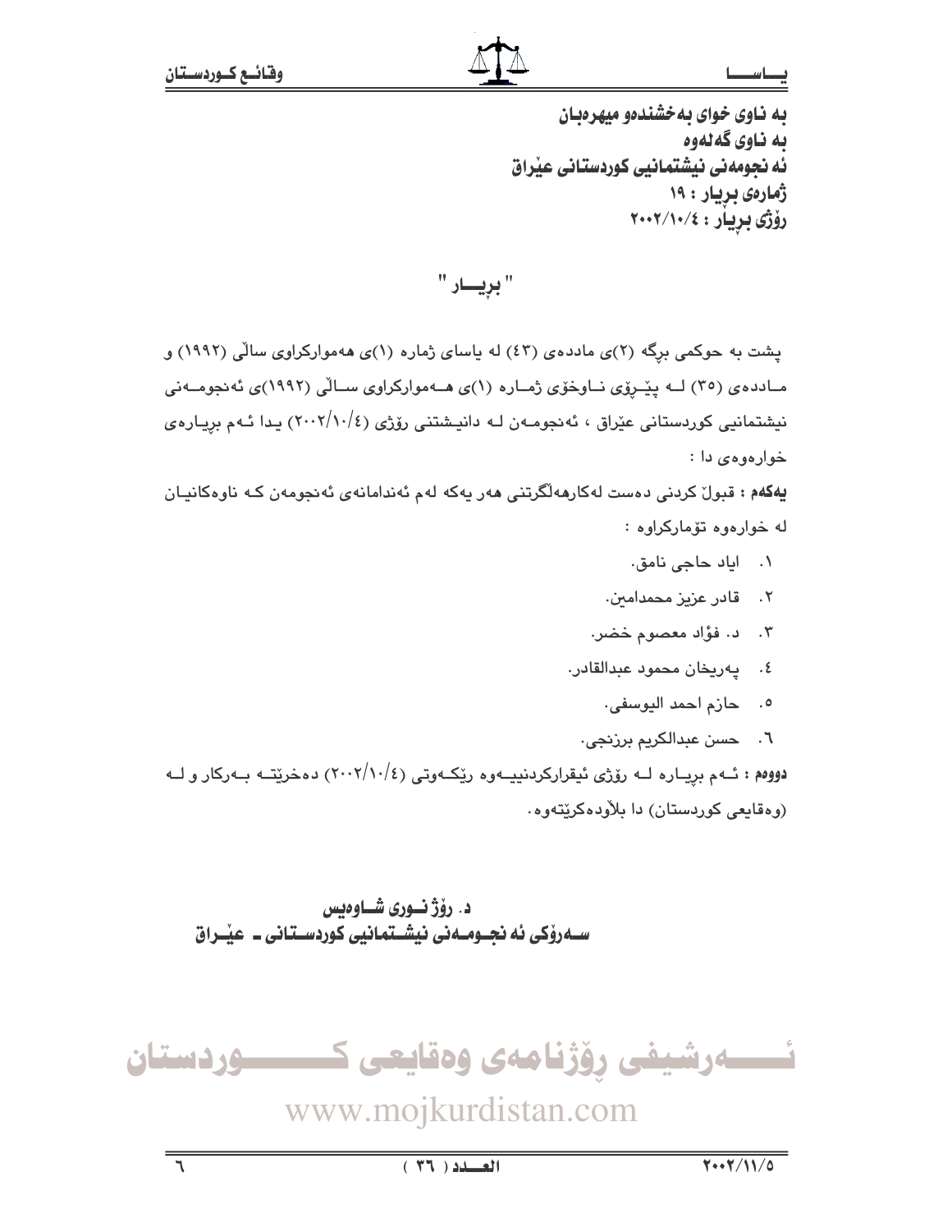به ناوی خوای بەخشندەو میهرەبان
به ناوی گەلەوە
ئه نجومەنی نیشتمانیی کوردستانی عێراق
ژمارەی بڕیار : ١٩
رۆژی بڕیار : ٢٠٠٢/١٠/٤

## " بڕیـــار "

پشت بە حوکمی بڕگە (٢)ی ماددەی (٤٣) لە یاسای ژمارە (١)ی هەموارکراوی ساڵی (١٩٩٢) و ماددەی (٣٥) لە پێڕۆی ناوخۆی ژمارە (١)ی هەموارکراوی ساڵی (١٩٩٢)ی ئەنجومەنی نیشتمانیی کوردستانی عێراق ، ئەنجومەن لە دانیشتنی رۆژی (٢٠٠٢/١٠/٤) یدا ئەم بڕیارەی خوارەوەی دا :

**یەکەم :** قبوڵ کردنی دەست لەکارهەڵگرتنی هەر یەکە لەم ئەندامانەی ئەنجومەن کە ناوەکانیان لە خوارەوە تۆمارکراوە :

١. ایاد حاجی نامق.
٢. قادر عزیز محمدامین.
٣. د. فؤاد معصوم خضر.
٤. پەریخان محمود عبدالقادر.
٥. حازم احمد الیوسفی.
٦. حسن عبدالکریم برزنجی.

**دووەم :** ئەم بڕیارە لە رۆژی ئیقرارکردنییەوە رێکەوتی (٢٠٠٢/١٠/٤) دەخرێتە بەرکار و لە (وەقایعی کوردستان) دا بڵاودەکرێتەوە.

**د. رۆژ نوری شاوەیس**
**سەرۆکی ئه نجومەنی نیشتمانیی کوردستانی ـ عێراق**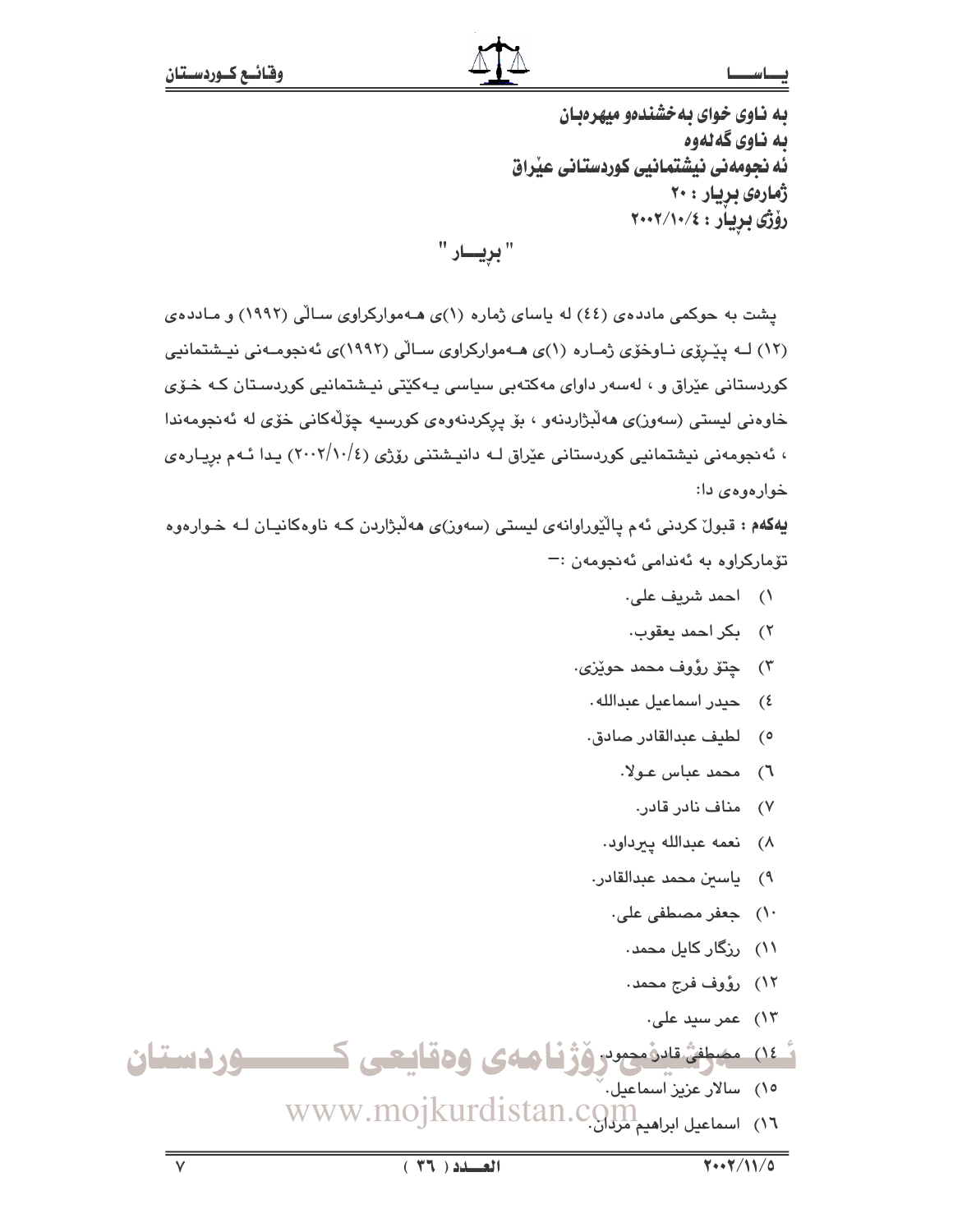به ناوی خوای به‌خشنده‌و میهره‌بان
به ناوی گه‌له‌وه
ئه‌نجومه‌نی نیشتمانیی کوردستانی عێراق
ژماره‌ی بڕیار : ٢٠
رۆژی بڕیار : ٢٠٠٢/١٠/٤

## " بڕیــار "

پشت به حوکمی مادده‌ی (٤٤) له یاسای ژماره (١)ی هه‌موارکراوی ساڵی (١٩٩٢) و مادده‌ی (١٢) له پێڕۆی ناوخۆی ژماره (١)ی هه‌موارکراوی ساڵی (١٩٩٢)ی ئه‌نجومه‌نی نیشتمانیی کوردستانی عێراق و ، له‌سه‌ر داوای مه‌کته‌بی سیاسی یه‌کێتی نیشتمانیی کوردستان که خۆی خاوه‌نی لیستی (سه‌وز)ی هه‌ڵبژاردنه‌و ، بۆ پڕکردنه‌وه‌ی کورسیه چۆڵه‌کانی خۆی له ئه‌نجومه‌ندا ، ئه‌نجومه‌نی نیشتمانیی کوردستانی عێراق له دانیشتنی رۆژی (٢٠٠٢/١٠/٤) یدا ئه‌م بڕیاره‌ی خواره‌وه‌ی دا:

**یه‌که‌م :** قبولّ کردنی ئه‌م پاڵێوراوانه‌ی لیستی (سه‌وز)ی هه‌ڵبژاردن که ناوه‌کانیان له خواره‌وه تۆمارکراوه به ئه‌ندامی ئه‌نجومه‌ن :-

١) احمد شريف علي.
٢) بكر احمد يعقوب.
٣) چتۆ رؤوف محمد حوێزی.
٤) حيدر اسماعيل عبدالله.
٥) لطيف عبدالقادر صادق.
٦) محمد عباس عـولا.
٧) مناف نادر قادر.
٨) نعمه عبدالله پيرداود.
٩) ياسين محمد عبدالقادر.
١٠) جعفر مصطفى علي.
١١) رزگار كايل محمد.
١٢) رؤوف فرج محمد.
١٣) عمر سيد علي.
١٤) مصطفى قادر محمود.
١٥) سالار عزيز اسماعيل.
١٦) اسماعيل ابراهيم مردان.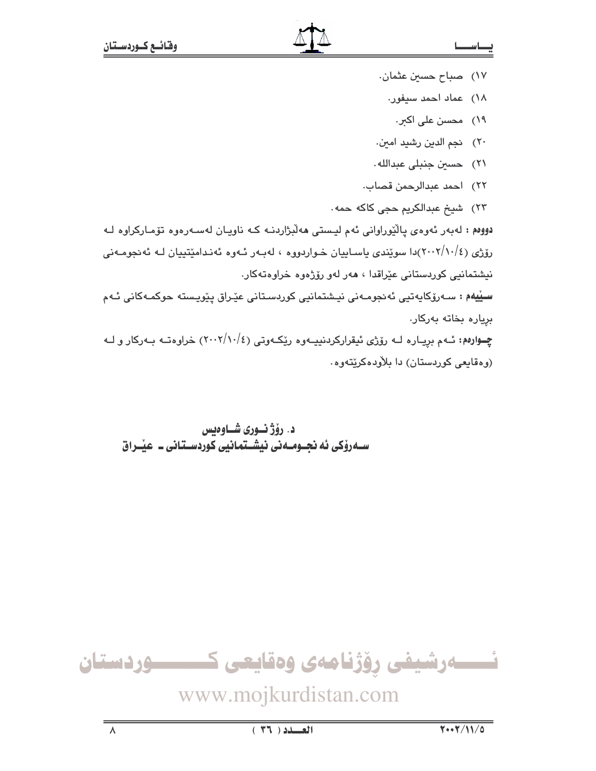١٧) صباح حسين عثمان.

١٨) عماد احمد سيفور.

١٩) محسن علي اكبر.

٢٠) نجم الدين رشيد امين.

٢١) حسين جنبلي عبدالله.

٢٢) احمد عبدالرحمن قصاب.

٢٣) شيخ عبدالكريم حجي كاكه حمه.

**دووەم :** لەبەر ئەوەی پالێوراوانی ئەم لیستی هەڵبژاردنە کە ناویان لەسەرەوە تۆمارکراوە لە رۆژی (٢٠٠٢/١٠/٤)دا سوێندی یاساییان خواردووە ، لەبەر ئەوە ئەندامێتییان لە ئەنجومەنی نیشتمانیی کوردستانی عێراقدا ، هەر لەو رۆژەوە خراوەتەکار.

**سێیەم :** سەرۆکایەتیی ئەنجومەنی نیشتمانیی کوردستانی عێراق پێویستە حوکمەکانی ئەم بڕیارە بخاتە بەرکار.

**چوارەم:** ئەم بڕیارە لە رۆژی ئیقرارکردنییەوە رێکەوتی (٢٠٠٢/١٠/٤) خراوەتە بەرکار و لە (وەقایعی کوردستان) دا بڵاودەکرێتەوە.

**د. رۆژ نوری شاوەیس**
**سەرۆکی ئەنجومەنی نیشتمانیی کوردستانی ـ عێراق**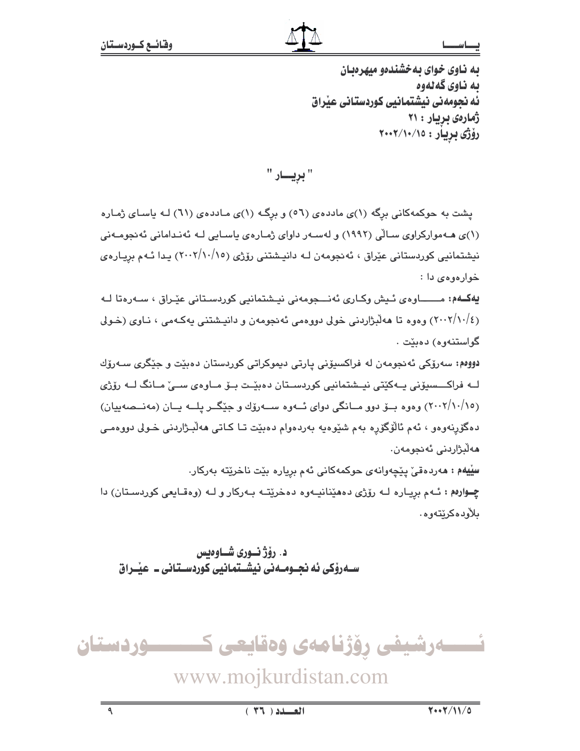به ناوی خوای به‌خشنده‌و میهره‌بان

به ناوی گه‌له‌وه

ئه نجومه‌نی نیشتمانیی کوردستانی عێراق

ژماره‌ی بڕیار : ٢١

رۆژی بڕیار : ٢٠٠٢/١٠/١٥

## " بڕیــار "

پشت به حوکمه‌کانی بڕگه (١)ی مادده‌ی (٥٦) و بڕگه (١)ی مادده‌ی (٦١) له یاسای ژماره (١)ی هه‌موارکراوی ساڵی (١٩٩٢) و له‌سه‌ر داوای ژماره‌ی یاسایی له ئه‌ندامانی ئه‌نجومه‌نی نیشتمانیی کوردستانی عێراق ، ئه‌نجومه‌ن له دانیشتنی رۆژی (٢٠٠٢/١٠/١٥) یدا ئه‌م بڕیاره‌ی خواره‌وه‌ی دا :

**یه‌كه‌م:** ماوه‌ی ئیش وکاری ئه‌نجومه‌نی نیشتمانیی کوردستانی عێراق ، سه‌ره‌تا له (٢٠٠٢/١٠/٤) وه‌وه تا هه‌ڵبژاردنی خولی دووه‌می ئه‌نجومه‌ن و دانیشتنی یه‌که‌می ، ناوی (خولی گواستنه‌وه) ده‌بێت .

**دووه‌م:** سه‌رۆکی ئه‌نجومه‌ن له فراکسیۆنی پارتی دیموکراتی کوردستان ده‌بێت و جێگری سه‌رۆك له فراکسیۆنی یه‌کێتی نیشتمانیی کوردستان ده‌بێت بۆ ماوه‌ی سێ مانگ له رۆژی (٢٠٠٢/١٠/١٥) وه‌وه بۆ دوو مانگی دوای ئه‌وه سه‌رۆك و جێگر پله یان (مه‌نصه‌بیان) ده‌گۆڕنه‌وه‌و ، ئه‌م ئاڵوگۆڕه به‌م شێوه‌یه به‌رده‌وام ده‌بێت تا کاتی هه‌ڵبژاردنی خولی دووه‌می هه‌ڵبژاردنی ئه‌نجومه‌ن.

**سێیه‌م :** هه‌رده‌قێ پێچه‌وانه‌ی حوکمه‌کانی ئه‌م بڕیاره بێت ناخرێته به‌رکار.

**چواره‌م :** ئه‌م بڕیاره له رۆژی ده‌هێنانیه‌وه ده‌خرێته به‌رکار و له (وه‌قایعی کوردستان) دا بلاوده‌کرێته‌وه.

**د. رۆژ نوری شاوه‌یس**

**سه‌رۆکی ئه نجومه‌نی نیشتمانیی کوردستانی ـ عێراق**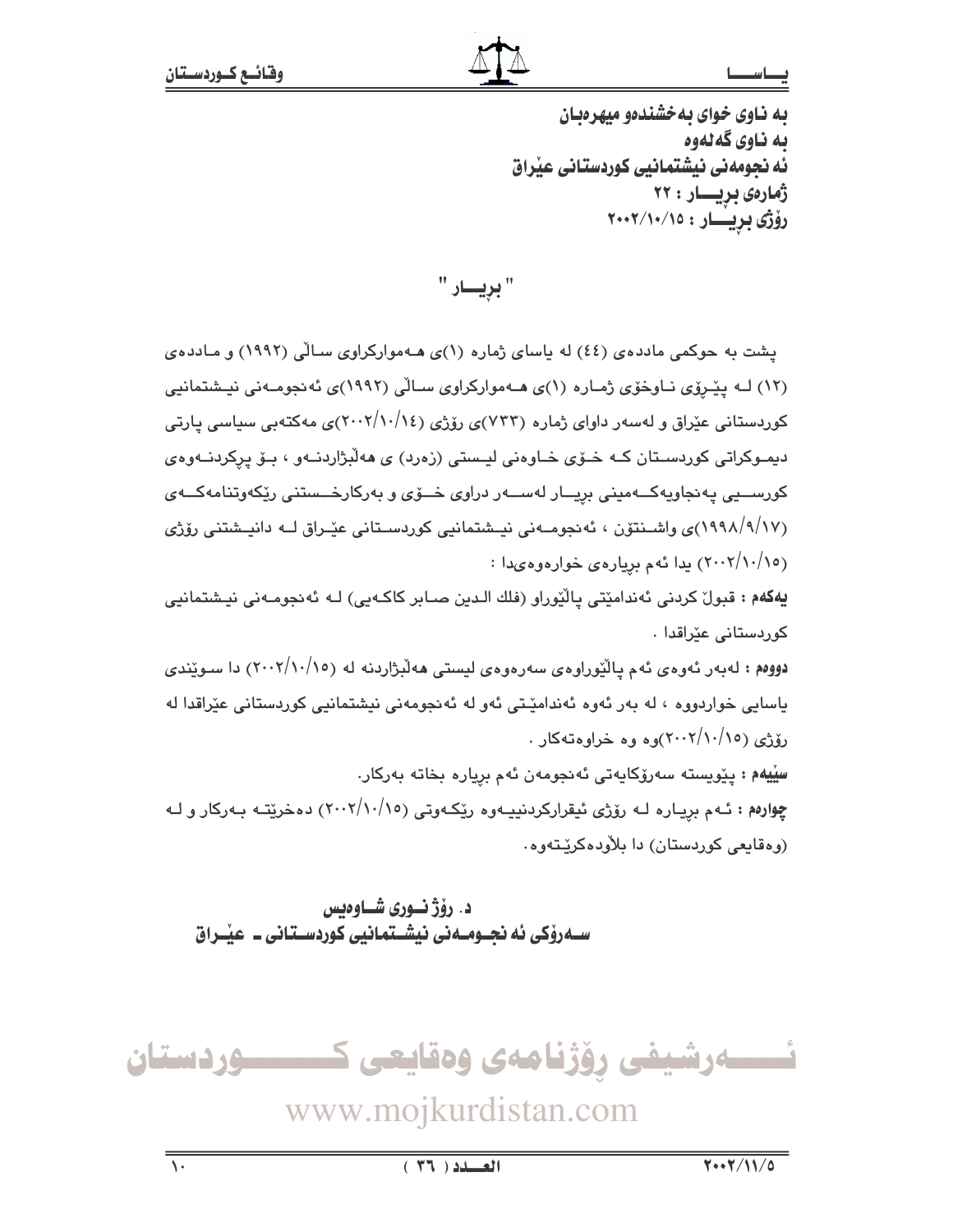به ناوی خوای به‌خشنده‌و میهره‌بان
به ناوی گه‌له‌وه
ئه‌نجومه‌نی نیشتمانیی کوردستانی عێراق
ژماره‌ی بڕیـــار : ٢٢
ڕۆژی بڕیـــار : ٢٠٠٢/١٠/١٥

## " بڕیـــار "

پشت به حوکمی مادده‌ی (٤٤) له یاسای ژماره (١)ی هـه‌موارکراوی ساڵی (١٩٩٢) و مادده‌ی (١٢) لـه پێڕه‌وی ناوخۆی ژماره (١)ی هـه‌موارکراوی ساڵی (١٩٩٢)ی ئه‌نجومـه‌نی نیشتمانیی کوردستانی عێراق و له‌سه‌ر داوای ژماره (٧٣٣)ی ڕۆژی (٢٠٠٢/١٠/١٤)ی مه‌کته‌بی سیاسی پارتی دیموکراتی کوردستان کـه خـۆی خـاوه‌نی لیستی (زه‌رد) ی هه‌ڵبژاردنـه‌و ، بـۆ پڕکردنـه‌وه‌ی کورسـیی په‌نجاویه‌کـه‌مینی بڕیـار له‌سـه‌ر داوای خـۆی و به‌رکارخـستنی ڕێکه‌وتنامه‌کـه‌ی (١٩٩٨/٩/١٧)ی واشـنتۆن ، ئه‌نجومـه‌نی نیـشتمانیی کوردسـتانی عێـراق لـه دانیـشتنی ڕۆژی (٢٠٠٢/١٠/١٥) یدا ئه‌م بڕیاره‌ی خواره‌وه‌یدا :

**یه‌که‌م :** قبوڵ کردنی ئه‌ندامێتی پاڵێوراو (فلك الدین صابر کاکه‌یی) لـه ئه‌نجومـه‌نی نیـشتمانیی کوردستانی عێراقدا .

**دووه‌م :** له‌به‌ر ئه‌وه‌ی ئه‌م پاڵێوراوه‌ی سه‌ره‌وه‌ی لیستی هه‌ڵبژاردنه له (٢٠٠٢/١٠/١٥) دا سـوێندی یاسایی خواردووه ، له به‌ر ئه‌وه ئه‌ندامێتی ئه‌و له ئه‌نجومه‌نی نیشتمانیی کوردستانی عێراقدا له ڕۆژی (٢٠٠٢/١٠/١٥)وه وه خراوه‌ته‌کار .

**سێیه‌م :** پێویسته سه‌رۆکایه‌تی ئه‌نجومه‌ن ئه‌م بڕیاره بخاته به‌رکار.

**چواره‌م :** ئـه‌م بڕیـاره لـه ڕۆژی ئیقرارکردنییـه‌وه ڕێکـه‌وتی (٢٠٠٢/١٠/١٥) ده‌خرێتـه بـه‌رکار و لـه (وه‌قایعی کوردستان) دا بلاوده‌کرێته‌وه.

د. ڕۆژ نـوری شـاوه‌یس
سـه‌رۆکی ئه‌نجـومـه‌نی نیشـتمانیی کوردسـتانی ـ عێـراق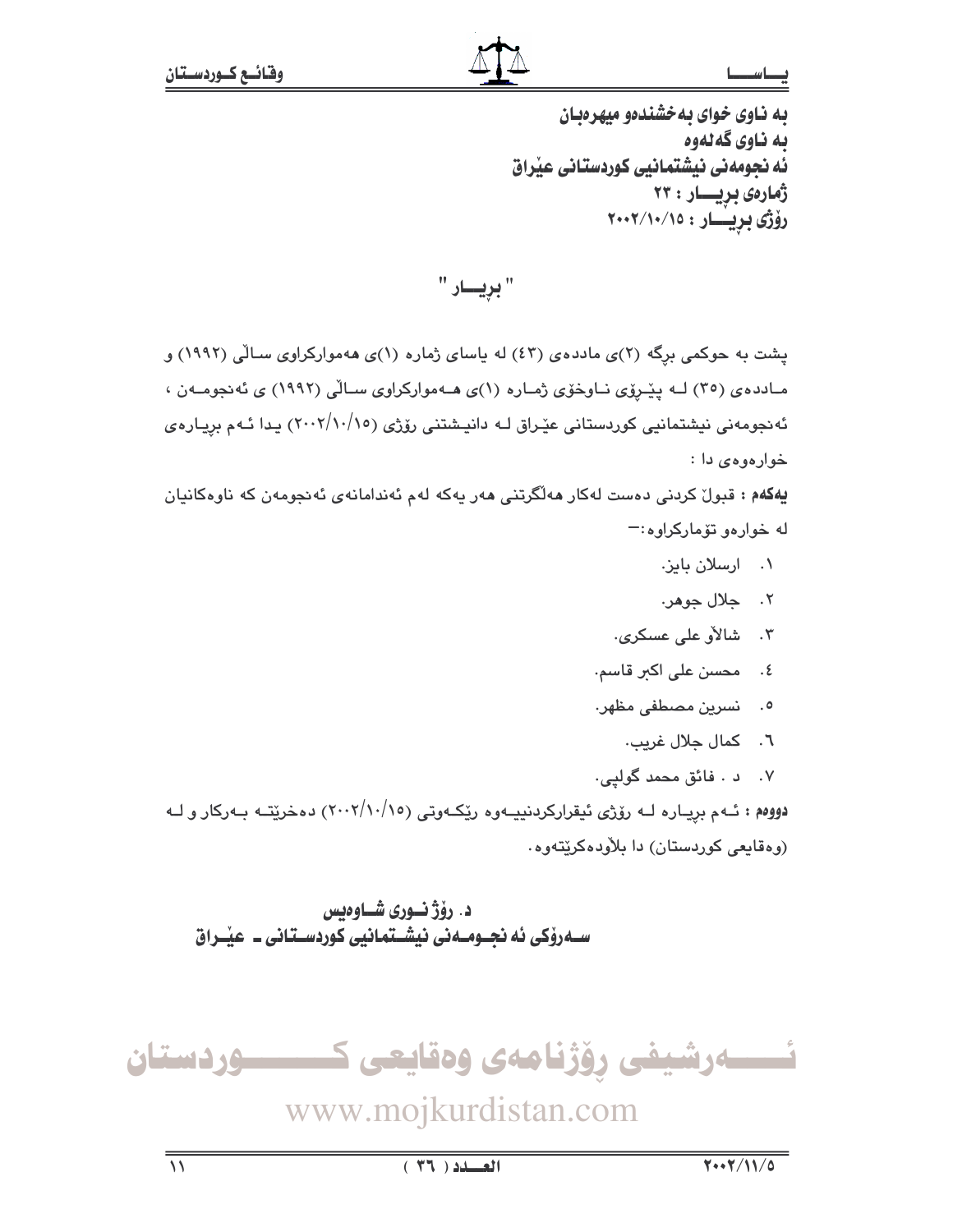بە ناوی خوای بەخشندەو میهرەبان
بە ناوی گەلەوە
ئەنجومەنی نیشتمانیی کوردستانی عێراق
ژمارەی بڕیـــار : ٢٣
ڕۆژی بڕیـــار : ٢٠٠٢/١٠/١٥

## " بڕیـــار "

پشت بە حوکمی برگە (٢)ی ماددەی (٤٣) لە یاسای ژمارە (١)ی هەموارکراوی ساڵی (١٩٩٢) و ماددەی (٣٥) لە پێڕۆی ناوخۆی ژمارە (١)ی هەموارکراوی ساڵی (١٩٩٢) ی ئەنجومەن ، ئەنجومەنی نیشتمانیی کوردستانی عێراق لە دانیشتنی ڕۆژی (٢٠٠٢/١٠/١٥) یدا ئەم بڕیارەی خوارەوەی دا :

**یەکەم :** قبوڵ کردنی دەست لەکار هەڵگرتنی هەر یەکە لەم ئەندامانەی ئەنجومەن کە ناوەکانیان لە خوارەو تۆمارکراوە:—

١. ارسلان باێز.
٢. جلال جوهر.
٣. شالاو علی عسکری.
٤. محسن علی اکبر قاسم.
٥. نسرین مصطفی مظهر.
٦. کمال جلال غریب.
٧. د . فائق محمد گولپی.

**دووەم :** ئەم بڕیارە لە ڕۆژی ئیقرارکردنییەوە ڕێکەوتی (٢٠٠٢/١٠/١٥) دەخرێتە بەرکار و لە (وەقایعی کوردستان) دا بڵاودەکرێتەوە.

**د. ڕۆژ نوری شاوەیس**
**سەرۆکی ئەنجومەنی نیشتمانیی کوردستانی ـ عێراق**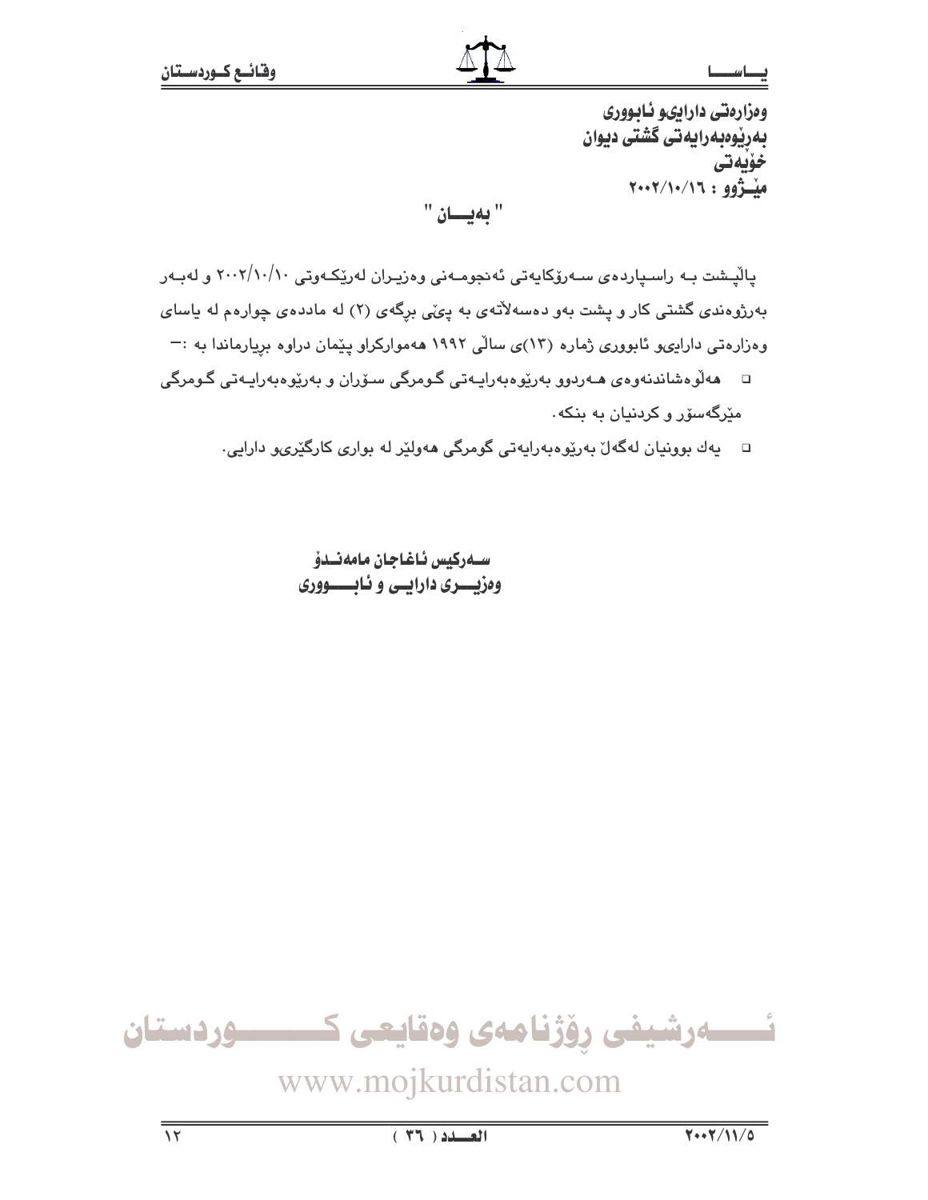وەزارەتی دارایی‌و ئابووری
بەڕێوەبەرایەتی گشتی دیوان
خۆیەتی
مێــژوو : ٢٠٠٢/١٠/١٦

## " بەیــــان "

پاڵپـشت بـە راسـپاردەی سـەرۆکایەتی ئەنجومـەنی وەزیـران لەرێکـەوتی ٢٠٠٢/١٠/١٠ و لەبـەر بەرژوەندی گشتی کار و پشت بەو دەسەڵاتەی بە پێی برگەی (٢) لە ماددەی چوارەم لە یاسای وەزارەتی دارایی‌و ئابووری ژمارە (١٣)ی ساڵی ١٩٩٢ هەموارکراو پێمان دراوە بریارماندا بە :-

- هەڵوەشاندنەوەی هـەردوو بەرێوەبەرایـەتی گـومرگی سـۆران و بەرێوەبەرایـەتی گـومرگی مێرگەسۆر و کردنیان بە بنکە.
- یەك بوونیان لەگەڵ بەرێوەبەرایەتی گومرگی هەولێر لە بواری کارگێری‌و دارایی.

**سـەرکیس ئاغاجان مامەنـدۆ**
**وەزیــری دارایـی و ئابـــووری**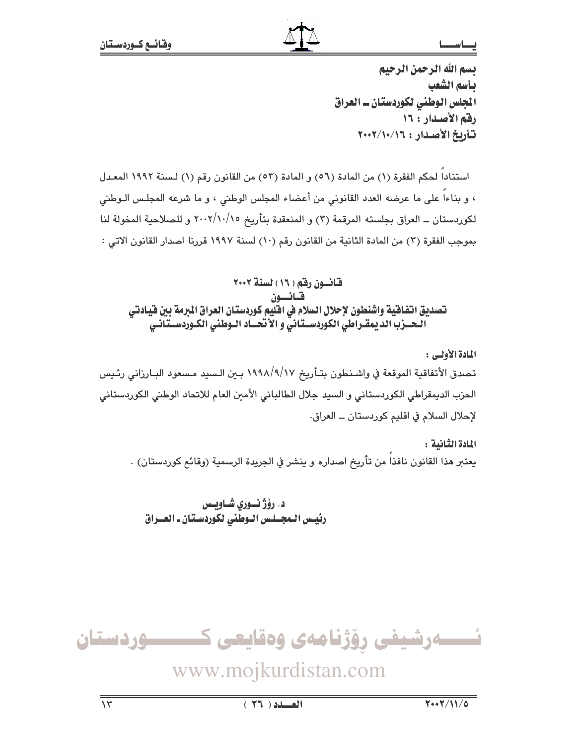بسم الله الرحمن الرحيم

بأسم الشعب

المجلس الوطني لكوردستان ــ العراق

رقم الأصدار : ١٦

تأريخ الأصدار : ٢٠٠٢/١٠/١٦

استناداً لحكم الفقرة (١) من المادة (٥٦) و المادة (٥٣) من القانون رقم (١) لسنة ١٩٩٢ المعدل ، و بناءاً على ما عرضه العدد القانوني من أعضاء المجلس الوطني ، و ما شرعه المجلس الوطني لكوردستان ــ العراق بجلسته المرقمة (٣) و المنعقدة بتأريخ ٢٠٠٢/١٠/١٥ و للصلاحية المخولة لنا بموجب الفقرة (٣) من المادة الثانية من القانون رقم (١٠) لسنة ١٩٩٧ قررنا اصدار القانون الاتي :

## قانون رقم (١٦) لسنة ٢٠٠٢

## قانون

## تصديق اتفاقية واشنطون لإحلال السلام في اقليم كوردستان العراق المبرمة بين قيادتي الحزب الديمقراطي الكوردستاني و الأتحاد الوطني الكوردستاني

**المادة الأولى :**

تصدق الأتفاقية الموقعة في واشنطون بتأريخ ١٩٩٨/٩/١٧ بين السيد مسعود البارزاني رئيس الحزب الديمقراطي الكوردستاني و السيد جلال الطالباني الأمين العام للاتحاد الوطني الكوردستاني لإحلال السلام في اقليم كوردستان ــ العراق.

**المادة الثانية :**

يعتبر هذا القانون نافذاً من تأريخ اصداره و ينشر في الجريدة الرسمية (وقائع كوردستان) .

**د. رۆژ نوري شاويس**

**رئيس المجلس الوطني لكوردستان ـ العراق**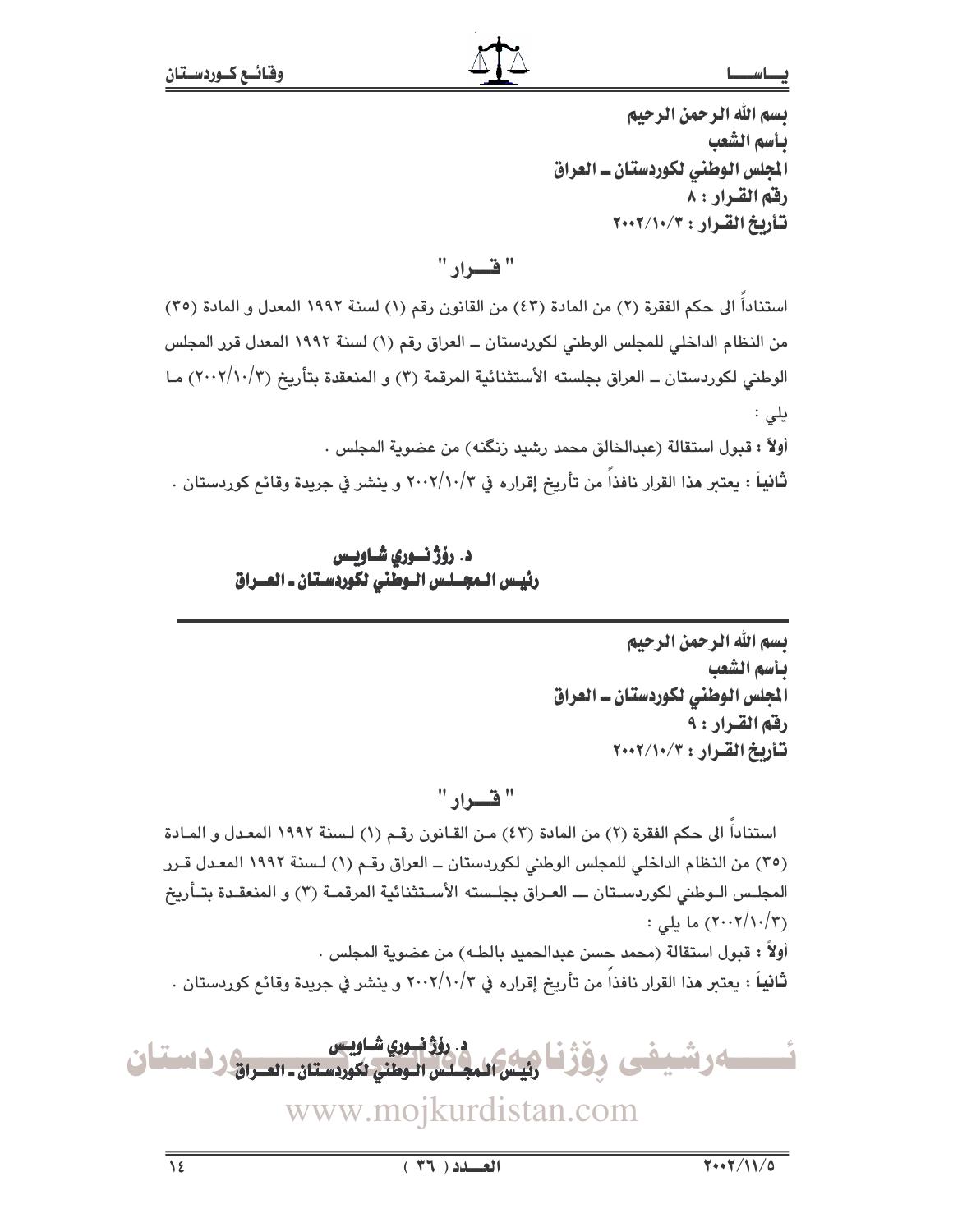بسم الله الرحمن الرحيم
بأسم الشعب
المجلس الوطني لكوردستان ـ العراق
رقم القـرار : ٨
تـأريخ القـرار : ٢٠٠٢/١٠/٣

## " قــــرار "

استناداً الى حكم الفقرة (٢) من المادة (٤٣) من القانون رقم (١) لسنة ١٩٩٢ المعدل و المادة (٣٥) من النظام الداخلي للمجلس الوطني لكوردستان ـ العراق رقم (١) لسنة ١٩٩٢ المعدل قرر المجلس الوطني لكوردستان ـ العراق بجلسته الأستثنائية المرقمة (٣) و المنعقدة بتأريخ (٢٠٠٢/١٠/٣) ما يلي :

**أولاً** : قبول استقالة (عبدالخالق محمد رشيد زنگنه) من عضوية المجلس .

**ثانياً** : يعتبر هذا القرار نافذاً من تأريخ إقراره في ٢٠٠٢/١٠/٣ و ينشر في جريدة وقائع كوردستان .

**د. رۆژ نـوري شـاويـس**
**رئيـس المجـلـس الـوطني لكوردستـان ـ العـراق**

---

بسم الله الرحمن الرحيم
بأسم الشعب
المجلس الوطني لكوردستان ـ العراق
رقم القـرار : ٩
تـأريخ القـرار : ٢٠٠٢/١٠/٣

## " قــــرار "

استناداً الى حكم الفقرة (٢) من المادة (٤٣) من القانون رقم (١) لسنة ١٩٩٢ المعدل و المادة (٣٥) من النظام الداخلي للمجلس الوطني لكوردستان ـ العراق رقم (١) لسنة ١٩٩٢ المعدل قرر المجلس الوطني لكوردستان ـ العراق بجلسته الأستثنائية المرقمة (٣) و المنعقدة بتأريخ (٢٠٠٢/١٠/٣) ما يلي :

**أولاً** : قبول استقالة (محمد حسن عبدالحميد بالطه) من عضوية المجلس .

**ثانياً** : يعتبر هذا القرار نافذاً من تأريخ إقراره في ٢٠٠٢/١٠/٣ و ينشر في جريدة وقائع كوردستان .

**د. رۆژ نـوري شـاويـس**
**رئيـس المجـلـس الـوطني لكوردستـان ـ العـراق**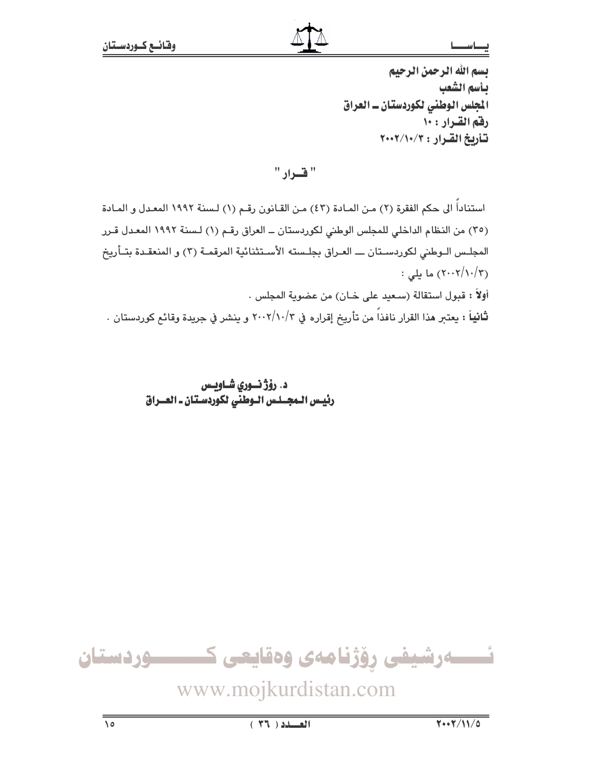بسم الله الرحمن الرحيم

بأسم الشعب

المجلس الوطني لكوردستان ـ العراق

رقم القرار : ١٠

تأريخ القرار : ٢٠٠٢/١٠/٣

## " قـرار "

استناداً الى حكم الفقرة (٢) من المادة (٤٣) من القانون رقم (١) لسنة ١٩٩٢ المعدل و المادة (٣٥) من النظام الداخلي للمجلس الوطني لكوردستان ـ العراق رقم (١) لسنة ١٩٩٢ المعدل قرر المجلس الوطني لكوردستان ـ العراق بجلسته الأستثنائية المرقمة (٣) و المنعقدة بتأريخ (٢٠٠٢/١٠/٣) ما يلي :

**أولاً** : قبول استقالة (سعيد على خان) من عضوية المجلس .

**ثانياً** : يعتبر هذا القرار نافذاً من تأريخ إقراره في ٢٠٠٢/١٠/٣ و ينشر في جريدة وقائع كوردستان .

**د. رۆژنوري شاويس**

**رئيس المجلس الوطني لكوردستان ـ العراق**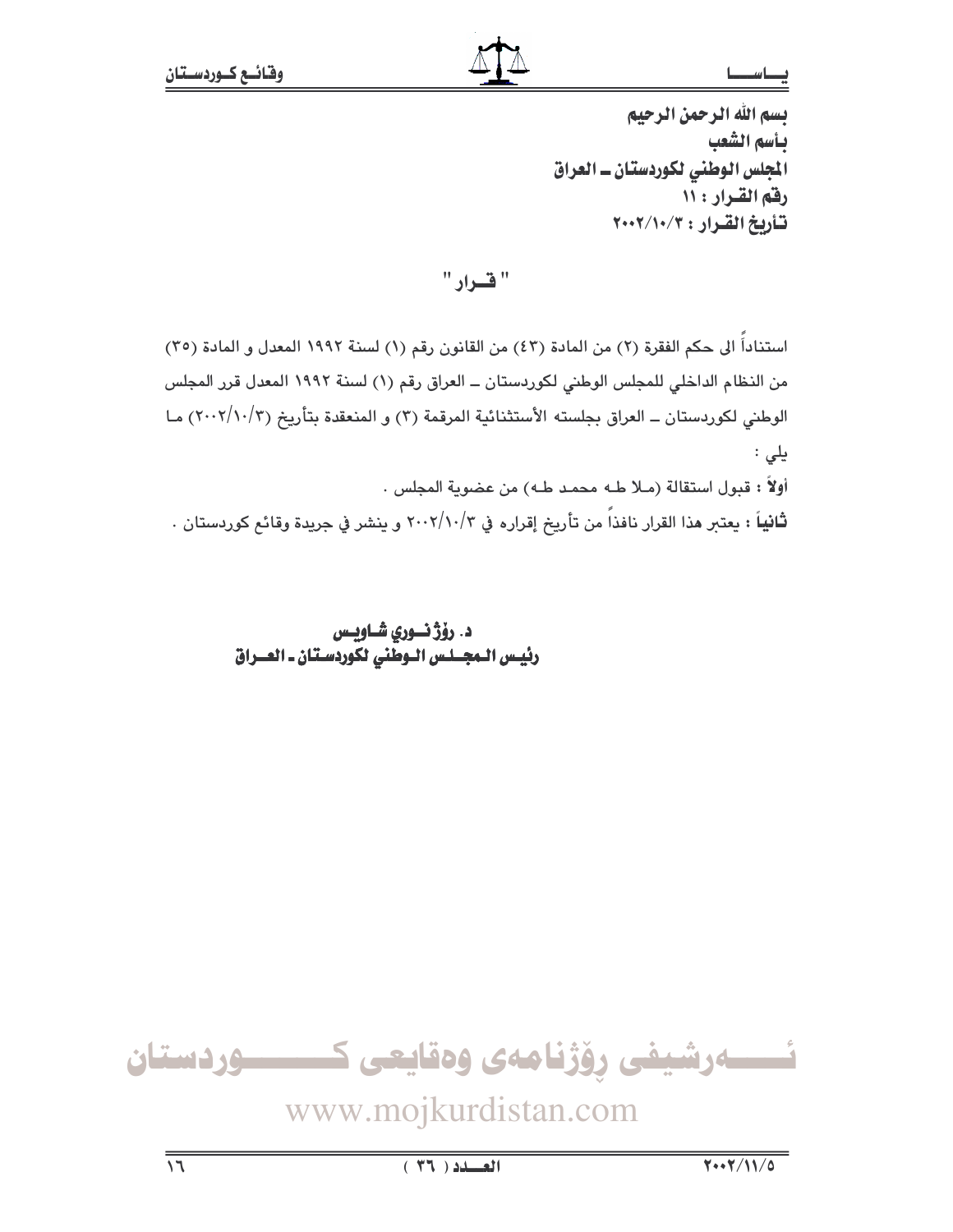بسم الله الرحمن الرحيم

بأسم الشعب

المجلس الوطني لكوردستان ــ العراق

رقم القرار : ١١

تأريخ القرار : ٢٠٠٢/١٠/٣

## " قـرار "

استناداً الى حكم الفقرة (٢) من المادة (٤٣) من القانون رقم (١) لسنة ١٩٩٢ المعدل و المادة (٣٥) من النظام الداخلي للمجلس الوطني لكوردستان ــ العراق رقم (١) لسنة ١٩٩٢ المعدل قرر المجلس الوطني لكوردستان ــ العراق بجلسته الأستثنائية المرقمة (٣) و المنعقدة بتأريخ (٢٠٠٢/١٠/٣) ما يلي :

**أولاً** : قبول استقالة (ملا طه محمد طه) من عضوية المجلس .

**ثانياً** : يعتبر هذا القرار نافذاً من تأريخ إقراره في ٢٠٠٢/١٠/٣ و ينشر في جريدة وقائع كوردستان .

**د. رۆژنوري شاويس**

**رئيس المجلس الوطني لكوردستان ـ العراق**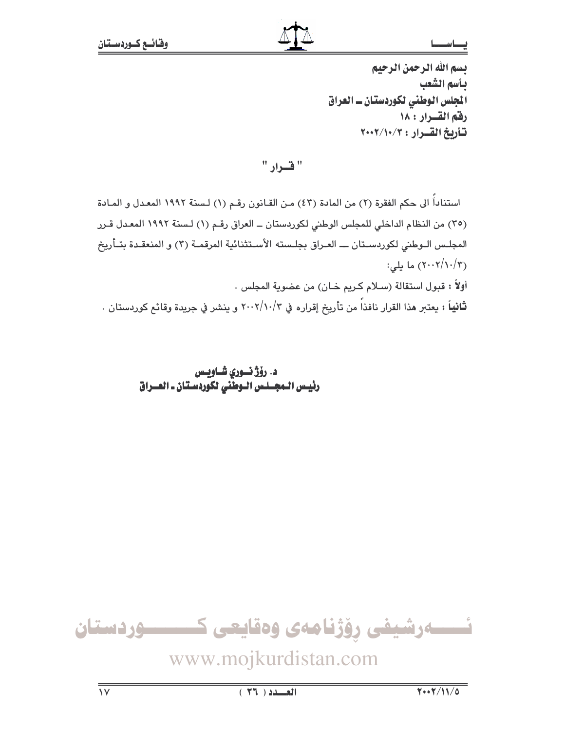بسم الله الرحمن الرحيم

بأسم الشعب

المجلس الوطني لكوردستان ـ العراق

رقم القــرار : ١٨

تأريخ القــرار : ٢٠٠٢/١٠/٣

" قــرار "

استناداً الى حكم الفقرة (٢) من المادة (٤٣) مـن القـانون رقـم (١) لـسنة ١٩٩٢ المعـدل و المـادة (٣٥) من النظام الداخلي للمجلس الوطني لكوردستان ـ العراق رقـم (١) لـسنة ١٩٩٢ المعـدل قـرر المجلـس الـوطني لكوردسـتان ـــ العـراق بجلـسته الأسـتثنائية المرقمـة (٣) و المنعقـدة بتـأريخ (٢٠٠٢/١٠/٣) ما يلي:

**أولاً** : قبول استقالة (سـلام كـريم خـان) من عضوية المجلس .

**ثانياً** : يعتبر هذا القرار نافذاً من تأريخ إقراره في ٢٠٠٢/١٠/٣ و ينشر في جريدة وقائع كوردستان .

**د. رۆژ نــوري شـاويـس**

**رئيـس الـمجــلـس الـوطني لكوردسـتان ـ العــراق**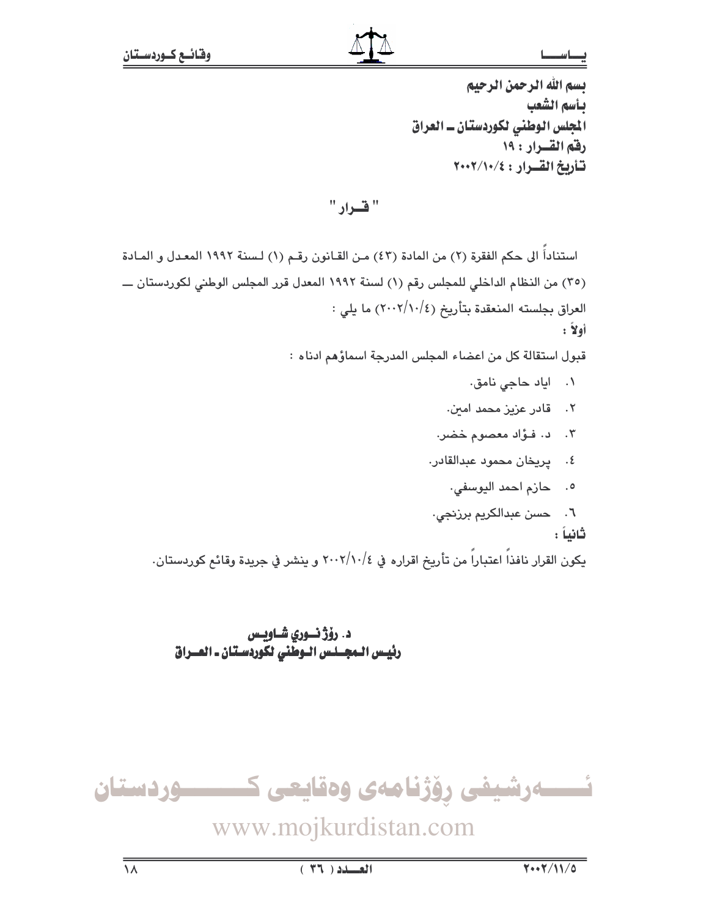بسم الله الرحمن الرحيم

بأسم الشعب

المجلس الوطني لكوردستان ـ العراق

رقم القـرار : ١٩

تأريخ القـرار : ٢٠٠٢/١٠/٤

## " قـرار "

استناداً الى حكم الفقرة (٢) من المادة (٤٣) مـن القـانون رقـم (١) لـسنة ١٩٩٢ المعـدل و المـادة (٣٥) من النظام الداخلي للمجلس رقم (١) لسنة ١٩٩٢ المعدل قرر المجلس الوطني لكوردستان ـــ العراق بجلسته المنعقدة بتأريخ (٢٠٠٢/١٠/٤) ما يلي :

**أولاً :**

قبول استقالة كل من اعضاء المجلس المدرجة اسماؤهم ادناه :

١. اياد حاجي نامق.
٢. قادر عزيز محمد امين.
٣. د. فـؤاد معصوم خضر.
٤. پريخان محمود عبدالقادر.
٥. حازم احمد اليوسفي.
٦. حسن عبدالكريم برزنجي.

**ثانياً :**

يكون القرار نافذاً اعتباراً من تأريخ اقراره في ٢٠٠٢/١٠/٤ و ينشر في جريدة وقائع كوردستان.

**د. رۆژ نـوري شـاويـس**

**رئيـس الـمجـلـس الـوطني لكوردسـتان ـ العـراق**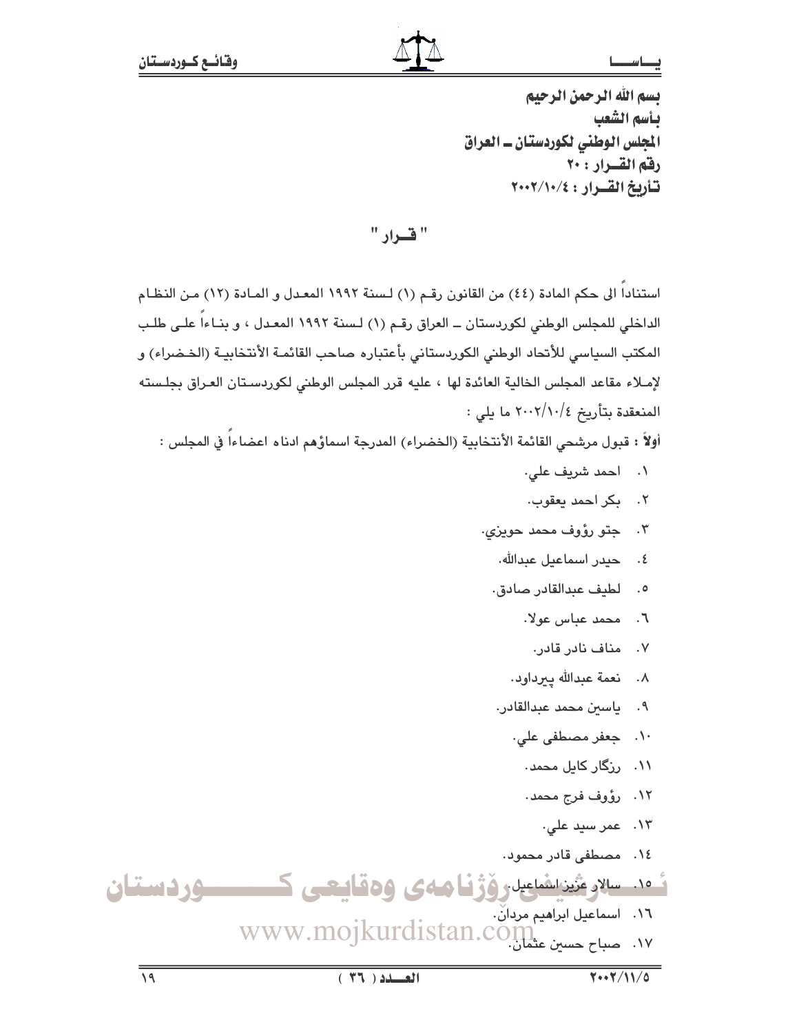بسم الله الرحمن الرحيم
بأسم الشعب
المجلس الوطني لكوردستان ـ العراق
رقم القـرار : ٢٠
تـأريخ القـرار : ٢٠٠٢/١٠/٤

## " قـرار "

استناداً الى حكم المادة (٤٤) من القانون رقم (١) لسنة ١٩٩٢ المعدل و المادة (١٢) من النظام الداخلي للمجلس الوطني لكوردستان ـ العراق رقم (١) لسنة ١٩٩٢ المعدل ، و بناءاً على طلب المكتب السياسي للأتحاد الوطني الكوردستاني بأعتباره صاحب القائمة الأنتخابية (الخضراء) و لإملاء مقاعد المجلس الخالية العائدة لها ، عليه قرر المجلس الوطني لكوردستان العراق بجلسته المنعقدة بتأريخ ٢٠٠٢/١٠/٤ ما يلي :

**أولاً :** قبول مرشحي القائمة الأنتخابية (الخضراء) المدرجة اسماؤهم ادناه اعضاءاً في المجلس :

١. احمد شريف علي.
٢. بكر احمد يعقوب.
٣. جتو رؤوف محمد حويزي.
٤. حيدر اسماعيل عبدالله.
٥. لطيف عبدالقادر صادق.
٦. محمد عباس عولا.
٧. مناف نادر قادر.
٨. نعمة عبدالله پيرداود.
٩. ياسين محمد عبدالقادر.
١٠. جعفر مصطفى علي.
١١. رزگار كايل محمد.
١٢. رؤوف فرج محمد.
١٣. عمر سيد علي.
١٤. مصطفى قادر محمود.
١٥. سالار عزيز اسماعيل.
١٦. اسماعيل ابراهيم مردان.
١٧. صباح حسين عثمان.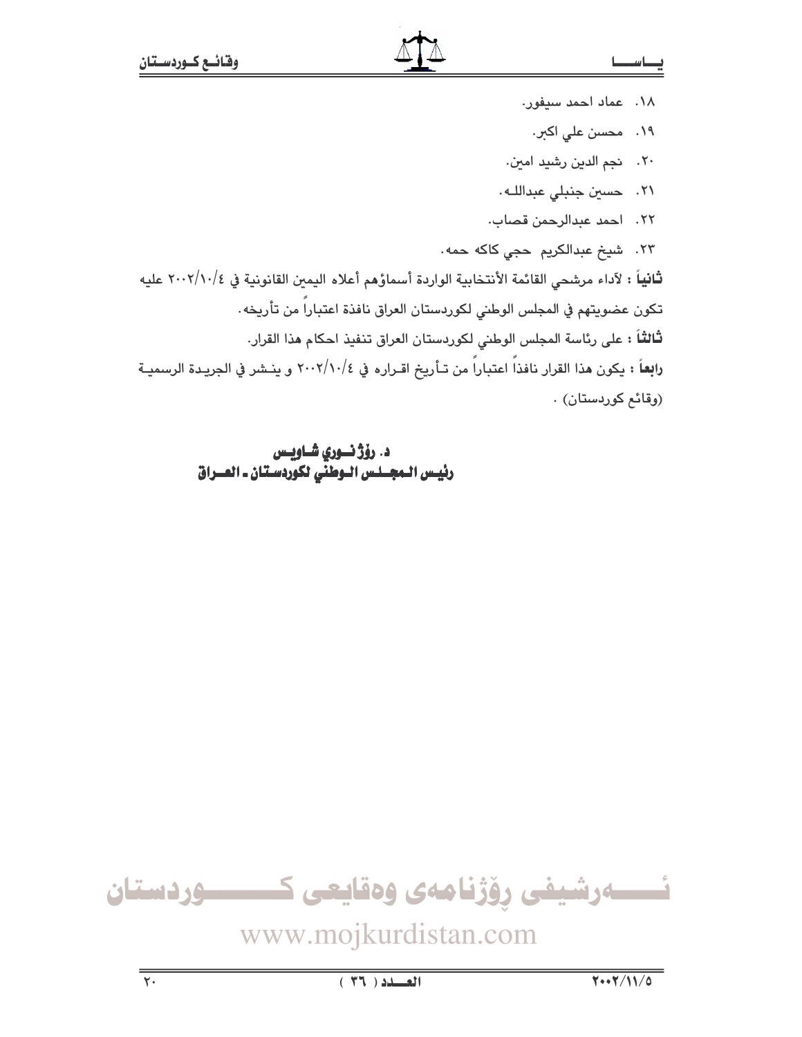١٨. عماد احمد سيفور.

١٩. محسن علي اكبر.

٢٠. نجم الدين رشيد امين.

٢١. حسين جنبلي عبدالله.

٢٢. احمد عبدالرحمن قصاب.

٢٣. شيخ عبدالكريم حجي كاكه حمه.

**ثانياً** : لأداء مرشحي القائمة الأنتخابية الواردة أسماؤهم أعلاه اليمين القانونية في ٢٠٠٢/١٠/٤ عليه تكون عضويتهم في المجلس الوطني لكوردستان العراق نافذة اعتباراً من تأريخه.

**ثالثاً** : على رئاسة المجلس الوطني لكوردستان العراق تنفيذ احكام هذا القرار.

**رابعاً** : يكون هذا القرار نافذاً اعتباراً من تأريخ اقراره في ٢٠٠٢/١٠/٤ و ينشر في الجريدة الرسمية (وقائع كوردستان) .

**د. رۆژنوري شاويس**
**رئيس المجلس الوطني لكوردستان ـ العراق**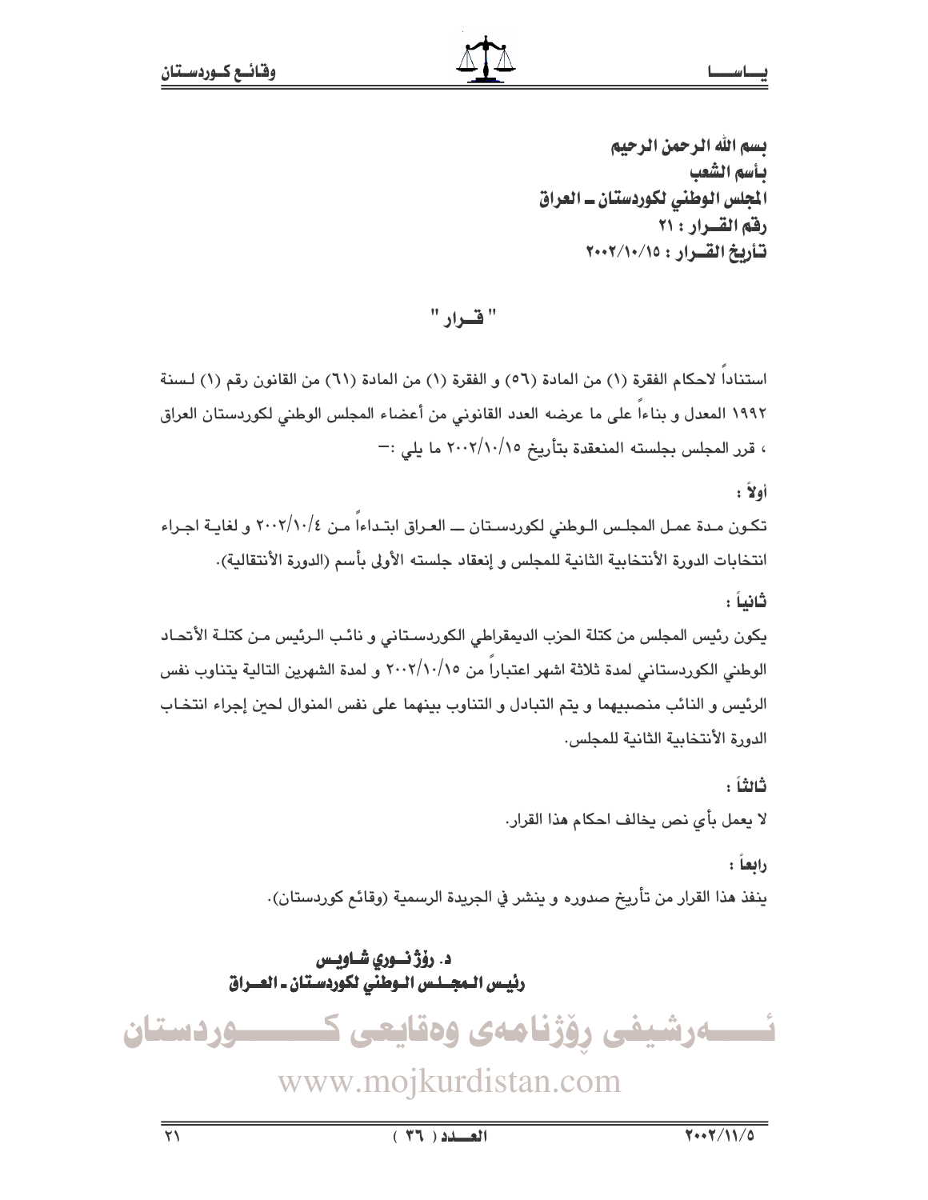بسم الله الرحمن الرحيم
بأسم الشعب
المجلس الوطني لكوردستان ـ العراق
رقم القـرار : ٢١
تأريخ القـرار : ٢٠٠٢/١٠/١٥

## " قـرار "

استناداً لاحكام الفقرة (١) من المادة (٥٦) و الفقرة (١) من المادة (٦١) من القانون رقم (١) لسنة ١٩٩٢ المعدل و بناءاً على ما عرضه العدد القانوني من أعضاء المجلس الوطني لكوردستان العراق ، قرر المجلس بجلسته المنعقدة بتأريخ ٢٠٠٢/١٠/١٥ ما يلي :-

**أولاً :**

تكون مدة عمل المجلس الوطني لكوردستان ــ العراق ابتداءاً من ٢٠٠٢/١٠/٤ و لغاية اجراء انتخابات الدورة الأنتخابية الثانية للمجلس و إنعقاد جلسته الأولى بأسم (الدورة الأنتقالية).

**ثانياً :**

يكون رئيس المجلس من كتلة الحزب الديمقراطي الكوردستاني و نائب الرئيس من كتلة الأتحاد الوطني الكوردستاني لمدة ثلاثة اشهر اعتباراً من ٢٠٠٢/١٠/١٥ و لمدة الشهرين التالية يتناوب نفس الرئيس و النائب منصبيهما و يتم التبادل و التناوب بينهما على نفس المنوال لحين إجراء انتخاب الدورة الأنتخابية الثانية للمجلس.

**ثالثاً :**

لا يعمل بأي نص يخالف احكام هذا القرار.

**رابعاً :**

ينفذ هذا القرار من تأريخ صدوره و ينشر في الجريدة الرسمية (وقائع كوردستان).

**د. رۆژنوري شاويس**
**رئيس المجلس الوطني لكوردستان ـ العراق**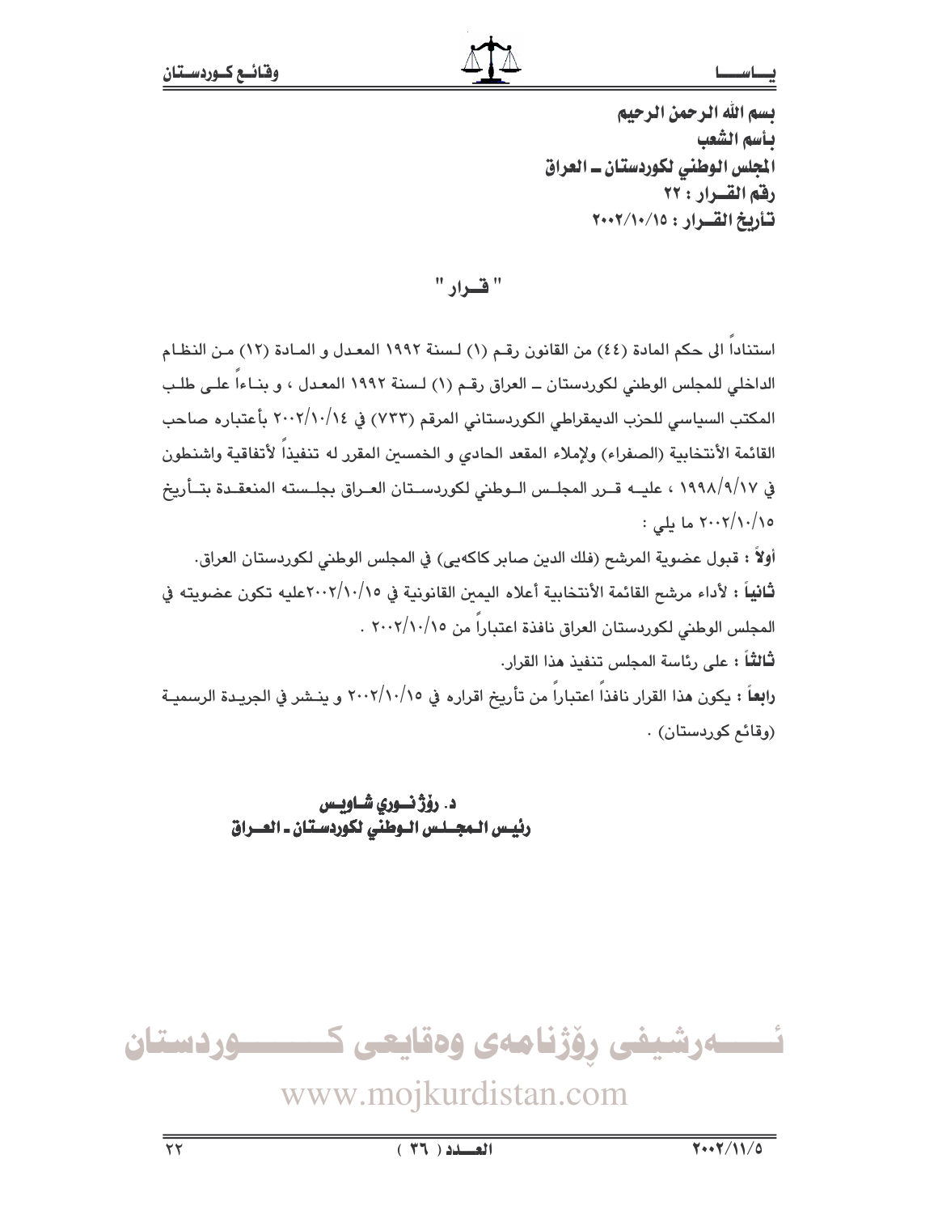بسم الله الرحمن الرحيم
بأسم الشعب
المجلس الوطني لكوردستان ـ العراق
رقم القـرار : ٢٢
تأريخ القـرار : ٢٠٠٢/١٠/١٥

## " قـرار "

استناداً الى حكم المادة (٤٤) من القانون رقـم (١) لـسنة ١٩٩٢ المعـدل و المـادة (١٢) مـن النظـام الداخلي للمجلس الوطني لكوردستان ـ العراق رقـم (١) لـسنة ١٩٩٢ المعـدل ، و بنـاءاً علـى طلـب المكتب السياسي للحزب الديمقراطي الكوردستاني المرقم (٧٣٣) في ٢٠٠٢/١٠/١٤ بأعتباره صاحب القائمة الأنتخابية (الصفراء) ولإملاء المقعد الحادي و الخمسين المقرر له تنفيذاً لأتفاقية واشنطون في ١٩٩٨/٩/١٧ ، عليـه قـرر المجلـس الـوطني لكوردسـتان العـراق بجلـسته المنعقـدة بتـأريخ ٢٠٠٢/١٠/١٥ ما يلي :

**أولاً** : قبول عضوية المرشح (فلك الدين صابر كاكەيى) في المجلس الوطني لكوردستان العراق.

**ثانياً** : لأداء مرشح القائمة الأنتخابية أعلاه اليمين القانونية في ٢٠٠٢/١٠/١٥عليه تكون عضويته في المجلس الوطني لكوردستان العراق نافذة اعتباراً من ٢٠٠٢/١٠/١٥ .

**ثالثاً** : على رئاسة المجلس تنفيذ هذا القرار.

**رابعاً** : يكون هذا القرار نافذاً اعتباراً من تأريخ اقراره في ٢٠٠٢/١٠/١٥ و ينـشر في الجريـدة الرسميـة (وقائع كوردستان) .

**د. رؤژنـوري شـاويـس**
**رئيـس الـمجـلـس الـوطني لكوردسـتان ـ العـراق**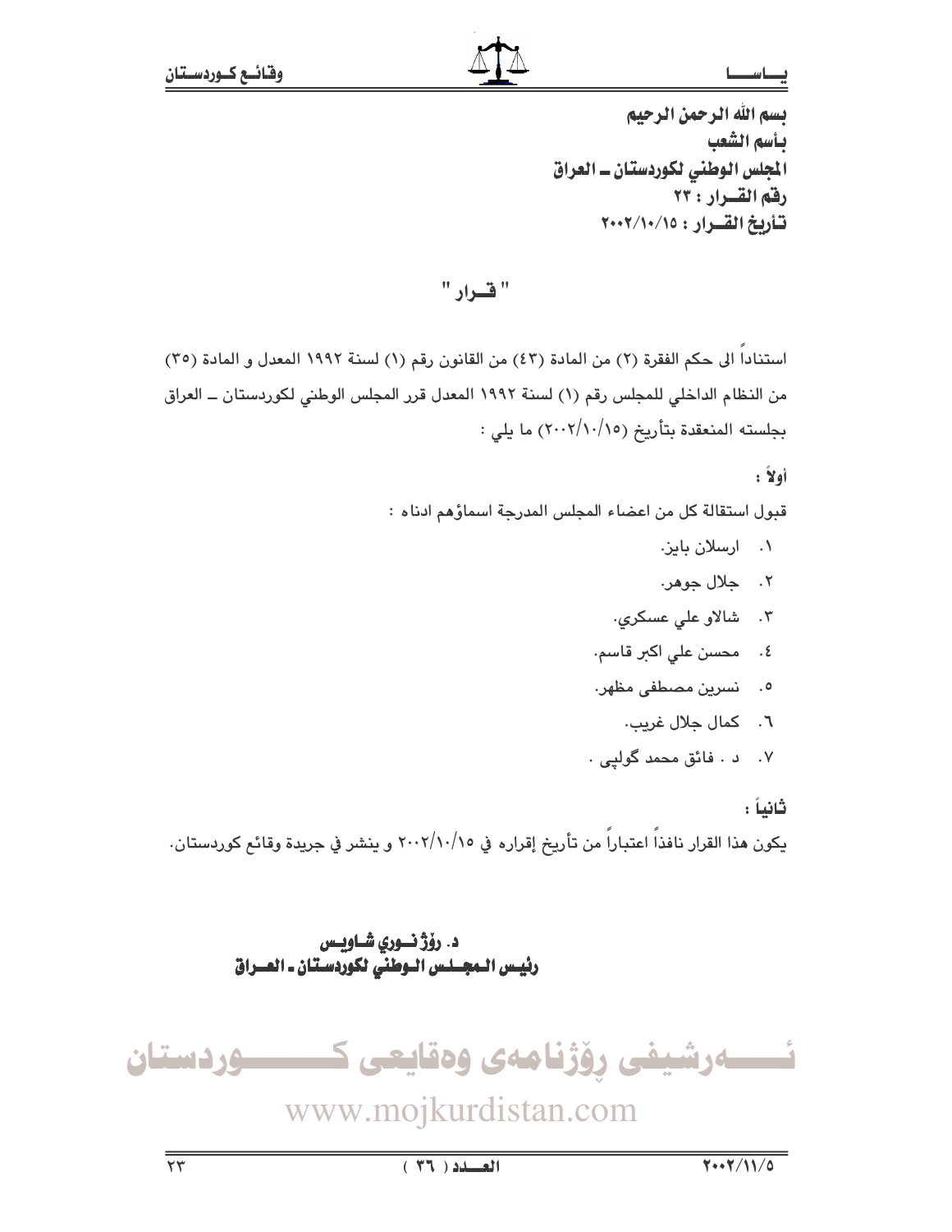بسم الله الرحمن الرحيم
بأسم الشعب
المجلس الوطني لكوردستان ــ العراق
رقم القــرار : ٢٣
تأريخ القــرار : ٢٠٠٢/١٠/١٥

## " قــرار "

استناداً الى حكم الفقرة (٢) من المادة (٤٣) من القانون رقم (١) لسنة ١٩٩٢ المعدل و المادة (٣٥) من النظام الداخلي للمجلس رقم (١) لسنة ١٩٩٢ المعدل قرر المجلس الوطني لكوردستان ــ العراق بجلسته المنعقدة بتأريخ (٢٠٠٢/١٠/١٥) ما يلي :

**أولاً :**

قبول استقالة كل من اعضاء المجلس المدرجة اسماؤهم ادناه :

١. ارسلان بايز.
٢. جلال جوهر.
٣. شالاو علي عسكري.
٤. محسن علي اكبر قاسم.
٥. نسرين مصطفى مظهر.
٦. كمال جلال غريب.
٧. د . فائق محمد گولپى .

**ثانياً :**

يكون هذا القرار نافذاً اعتباراً من تأريخ إقراره في ٢٠٠٢/١٠/١٥ و ينشر في جريدة وقائع كوردستان.

**د. رۆژ نـوري شـاويـس**
**رئيـس الـمجـلـس الـوطني لكوردسـتان ـ العـراق**